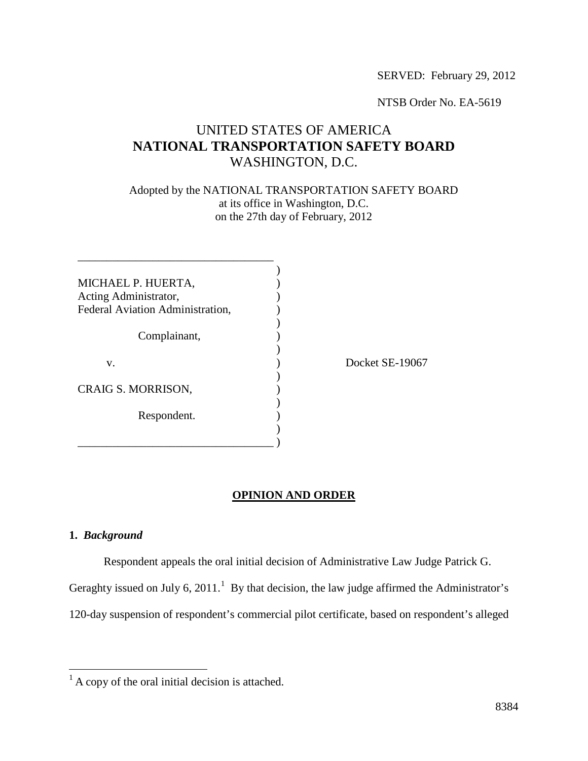SERVED: February 29, 2012

NTSB Order No. EA-5619

# UNITED STATES OF AMERICA
# NATIONAL TRANSPORTATION SAFETY BOARD
# WASHINGTON, D.C.

Adopted by the NATIONAL TRANSPORTATION SAFETY BOARD
at its office in Washington, D.C.
on the 27th day of February, 2012

MICHAEL P. HUERTA,
Acting Administrator,
Federal Aviation Administration,

Complainant,

v.

CRAIG S. MORRISON,

Respondent.

Docket SE-19067

## OPINION AND ORDER

### 1. *Background*

Respondent appeals the oral initial decision of Administrative Law Judge Patrick G. Geraghty issued on July 6, 2011.[1] By that decision, the law judge affirmed the Administrator's 120-day suspension of respondent's commercial pilot certificate, based on respondent's alleged

[1] A copy of the oral initial decision is attached.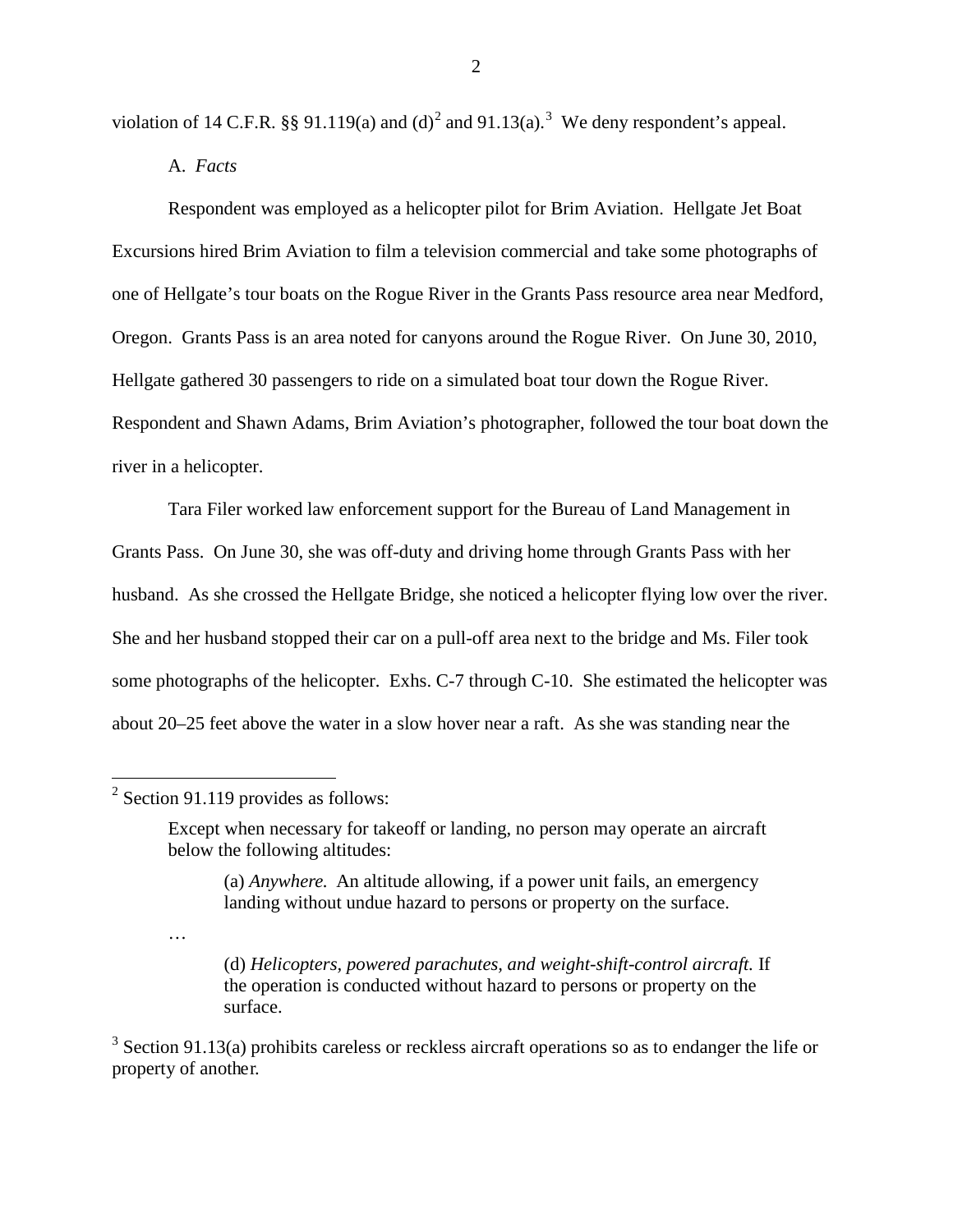violation of 14 C.F.R. §§ 91.119(a) and (d)[2] and 91.13(a).[3] We deny respondent's appeal.

A. *Facts*

Respondent was employed as a helicopter pilot for Brim Aviation. Hellgate Jet Boat Excursions hired Brim Aviation to film a television commercial and take some photographs of one of Hellgate's tour boats on the Rogue River in the Grants Pass resource area near Medford, Oregon. Grants Pass is an area noted for canyons around the Rogue River. On June 30, 2010, Hellgate gathered 30 passengers to ride on a simulated boat tour down the Rogue River. Respondent and Shawn Adams, Brim Aviation's photographer, followed the tour boat down the river in a helicopter.

Tara Filer worked law enforcement support for the Bureau of Land Management in Grants Pass. On June 30, she was off-duty and driving home through Grants Pass with her husband. As she crossed the Hellgate Bridge, she noticed a helicopter flying low over the river. She and her husband stopped their car on a pull-off area next to the bridge and Ms. Filer took some photographs of the helicopter. Exhs. C-7 through C-10. She estimated the helicopter was about 20–25 feet above the water in a slow hover near a raft. As she was standing near the

---

[2] Section 91.119 provides as follows:

> Except when necessary for takeoff or landing, no person may operate an aircraft below the following altitudes:
>
> > (a) *Anywhere.* An altitude allowing, if a power unit fails, an emergency landing without undue hazard to persons or property on the surface.
>
> …
>
> > (d) *Helicopters, powered parachutes, and weight-shift-control aircraft.* If the operation is conducted without hazard to persons or property on the surface.

[3] Section 91.13(a) prohibits careless or reckless aircraft operations so as to endanger the life or property of another.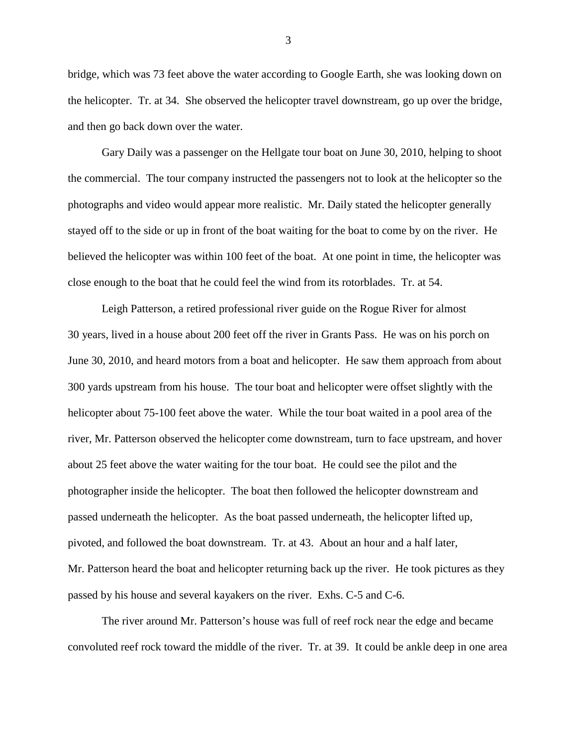bridge, which was 73 feet above the water according to Google Earth, she was looking down on the helicopter. Tr. at 34. She observed the helicopter travel downstream, go up over the bridge, and then go back down over the water.

Gary Daily was a passenger on the Hellgate tour boat on June 30, 2010, helping to shoot the commercial. The tour company instructed the passengers not to look at the helicopter so the photographs and video would appear more realistic. Mr. Daily stated the helicopter generally stayed off to the side or up in front of the boat waiting for the boat to come by on the river. He believed the helicopter was within 100 feet of the boat. At one point in time, the helicopter was close enough to the boat that he could feel the wind from its rotorblades. Tr. at 54.

Leigh Patterson, a retired professional river guide on the Rogue River for almost 30 years, lived in a house about 200 feet off the river in Grants Pass. He was on his porch on June 30, 2010, and heard motors from a boat and helicopter. He saw them approach from about 300 yards upstream from his house. The tour boat and helicopter were offset slightly with the helicopter about 75-100 feet above the water. While the tour boat waited in a pool area of the river, Mr. Patterson observed the helicopter come downstream, turn to face upstream, and hover about 25 feet above the water waiting for the tour boat. He could see the pilot and the photographer inside the helicopter. The boat then followed the helicopter downstream and passed underneath the helicopter. As the boat passed underneath, the helicopter lifted up, pivoted, and followed the boat downstream. Tr. at 43. About an hour and a half later, Mr. Patterson heard the boat and helicopter returning back up the river. He took pictures as they passed by his house and several kayakers on the river. Exhs. C-5 and C-6.

The river around Mr. Patterson's house was full of reef rock near the edge and became convoluted reef rock toward the middle of the river. Tr. at 39. It could be ankle deep in one area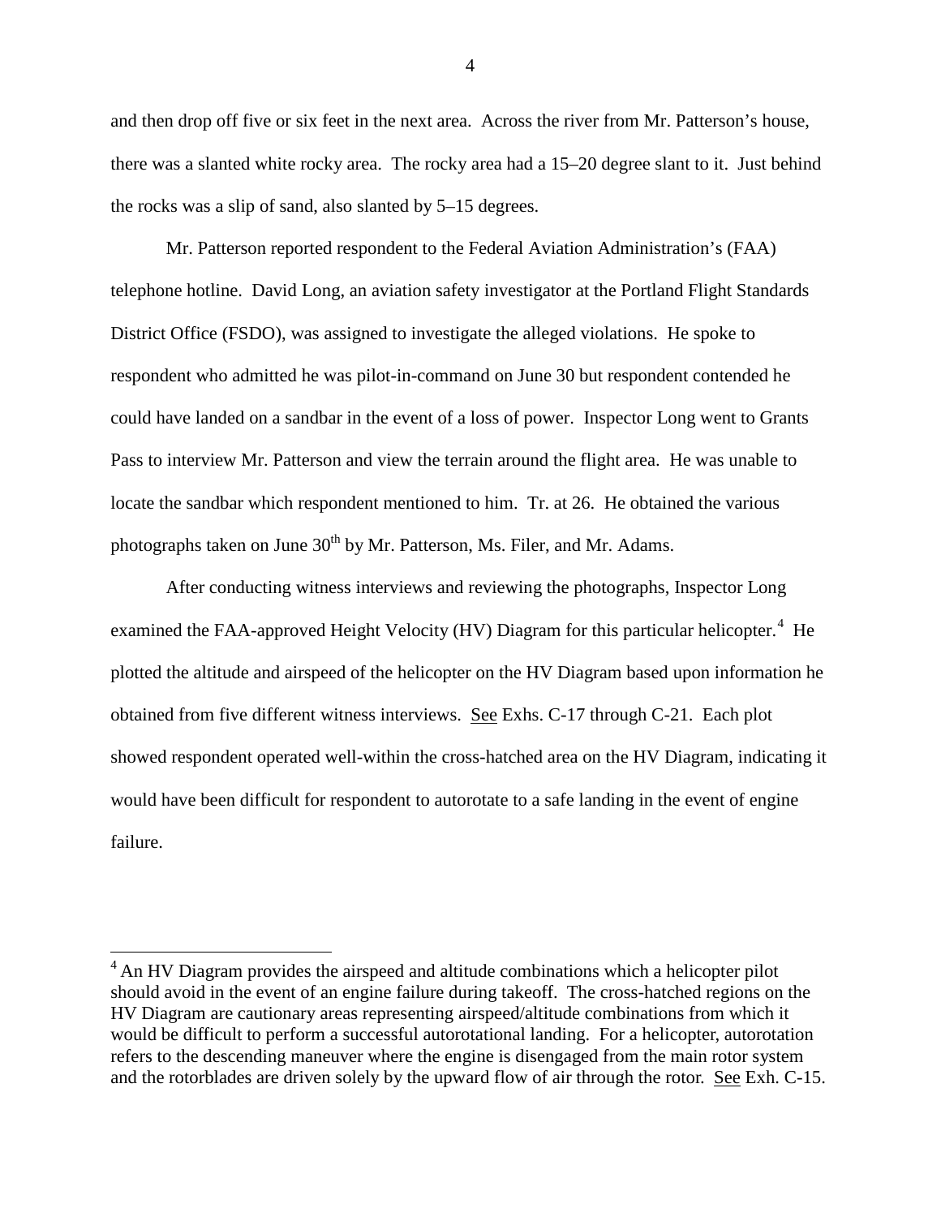and then drop off five or six feet in the next area. Across the river from Mr. Patterson's house, there was a slanted white rocky area. The rocky area had a 15–20 degree slant to it. Just behind the rocks was a slip of sand, also slanted by 5–15 degrees.

Mr. Patterson reported respondent to the Federal Aviation Administration's (FAA) telephone hotline. David Long, an aviation safety investigator at the Portland Flight Standards District Office (FSDO), was assigned to investigate the alleged violations. He spoke to respondent who admitted he was pilot-in-command on June 30 but respondent contended he could have landed on a sandbar in the event of a loss of power. Inspector Long went to Grants Pass to interview Mr. Patterson and view the terrain around the flight area. He was unable to locate the sandbar which respondent mentioned to him. Tr. at 26. He obtained the various photographs taken on June 30th by Mr. Patterson, Ms. Filer, and Mr. Adams.

After conducting witness interviews and reviewing the photographs, Inspector Long examined the FAA-approved Height Velocity (HV) Diagram for this particular helicopter.[4] He plotted the altitude and airspeed of the helicopter on the HV Diagram based upon information he obtained from five different witness interviews. See Exhs. C-17 through C-21. Each plot showed respondent operated well-within the cross-hatched area on the HV Diagram, indicating it would have been difficult for respondent to autorotate to a safe landing in the event of engine failure.

---

[4] An HV Diagram provides the airspeed and altitude combinations which a helicopter pilot should avoid in the event of an engine failure during takeoff. The cross-hatched regions on the HV Diagram are cautionary areas representing airspeed/altitude combinations from which it would be difficult to perform a successful autorotational landing. For a helicopter, autorotation refers to the descending maneuver where the engine is disengaged from the main rotor system and the rotorblades are driven solely by the upward flow of air through the rotor. See Exh. C-15.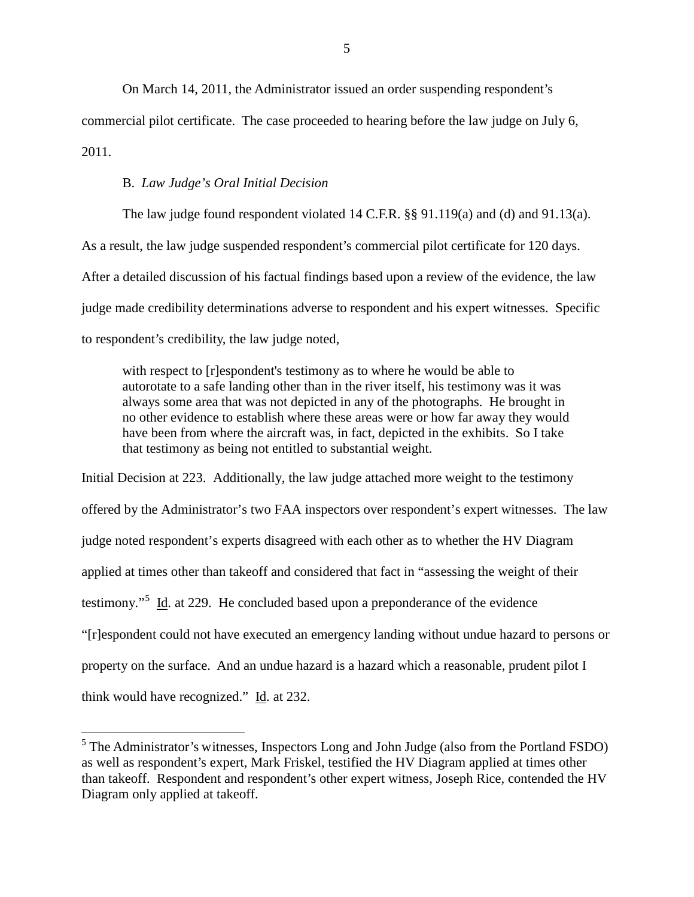On March 14, 2011, the Administrator issued an order suspending respondent's commercial pilot certificate. The case proceeded to hearing before the law judge on July 6, 2011.

### B. *Law Judge's Oral Initial Decision*

The law judge found respondent violated 14 C.F.R. §§ 91.119(a) and (d) and 91.13(a). As a result, the law judge suspended respondent's commercial pilot certificate for 120 days. After a detailed discussion of his factual findings based upon a review of the evidence, the law judge made credibility determinations adverse to respondent and his expert witnesses. Specific to respondent's credibility, the law judge noted,

> with respect to [r]espondent's testimony as to where he would be able to autorotate to a safe landing other than in the river itself, his testimony was it was always some area that was not depicted in any of the photographs. He brought in no other evidence to establish where these areas were or how far away they would have been from where the aircraft was, in fact, depicted in the exhibits. So I take that testimony as being not entitled to substantial weight.

Initial Decision at 223. Additionally, the law judge attached more weight to the testimony offered by the Administrator's two FAA inspectors over respondent's expert witnesses. The law judge noted respondent's experts disagreed with each other as to whether the HV Diagram applied at times other than takeoff and considered that fact in "assessing the weight of their testimony."[5] Id. at 229. He concluded based upon a preponderance of the evidence "[r]espondent could not have executed an emergency landing without undue hazard to persons or property on the surface. And an undue hazard is a hazard which a reasonable, prudent pilot I think would have recognized." Id. at 232.

---

[5] The Administrator's witnesses, Inspectors Long and John Judge (also from the Portland FSDO) as well as respondent's expert, Mark Friskel, testified the HV Diagram applied at times other than takeoff. Respondent and respondent's other expert witness, Joseph Rice, contended the HV Diagram only applied at takeoff.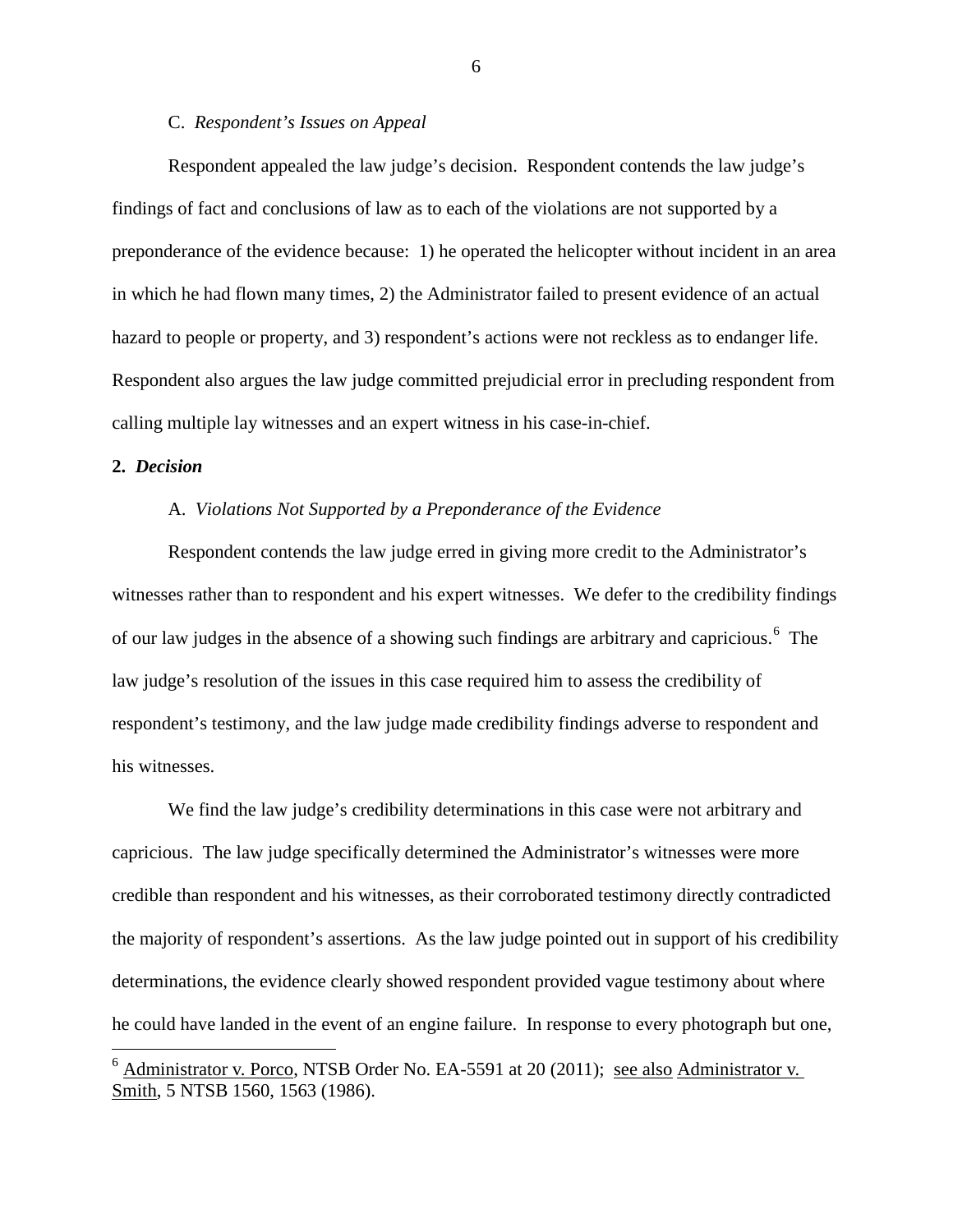C. *Respondent's Issues on Appeal*

Respondent appealed the law judge's decision. Respondent contends the law judge's findings of fact and conclusions of law as to each of the violations are not supported by a preponderance of the evidence because: 1) he operated the helicopter without incident in an area in which he had flown many times, 2) the Administrator failed to present evidence of an actual hazard to people or property, and 3) respondent's actions were not reckless as to endanger life. Respondent also argues the law judge committed prejudicial error in precluding respondent from calling multiple lay witnesses and an expert witness in his case-in-chief.

**2.** ***Decision***

A. *Violations Not Supported by a Preponderance of the Evidence*

Respondent contends the law judge erred in giving more credit to the Administrator's witnesses rather than to respondent and his expert witnesses. We defer to the credibility findings of our law judges in the absence of a showing such findings are arbitrary and capricious.[6] The law judge's resolution of the issues in this case required him to assess the credibility of respondent's testimony, and the law judge made credibility findings adverse to respondent and his witnesses.

We find the law judge's credibility determinations in this case were not arbitrary and capricious. The law judge specifically determined the Administrator's witnesses were more credible than respondent and his witnesses, as their corroborated testimony directly contradicted the majority of respondent's assertions. As the law judge pointed out in support of his credibility determinations, the evidence clearly showed respondent provided vague testimony about where he could have landed in the event of an engine failure. In response to every photograph but one,

---

[6] Administrator v. Porco, NTSB Order No. EA-5591 at 20 (2011); see also Administrator v. Smith, 5 NTSB 1560, 1563 (1986).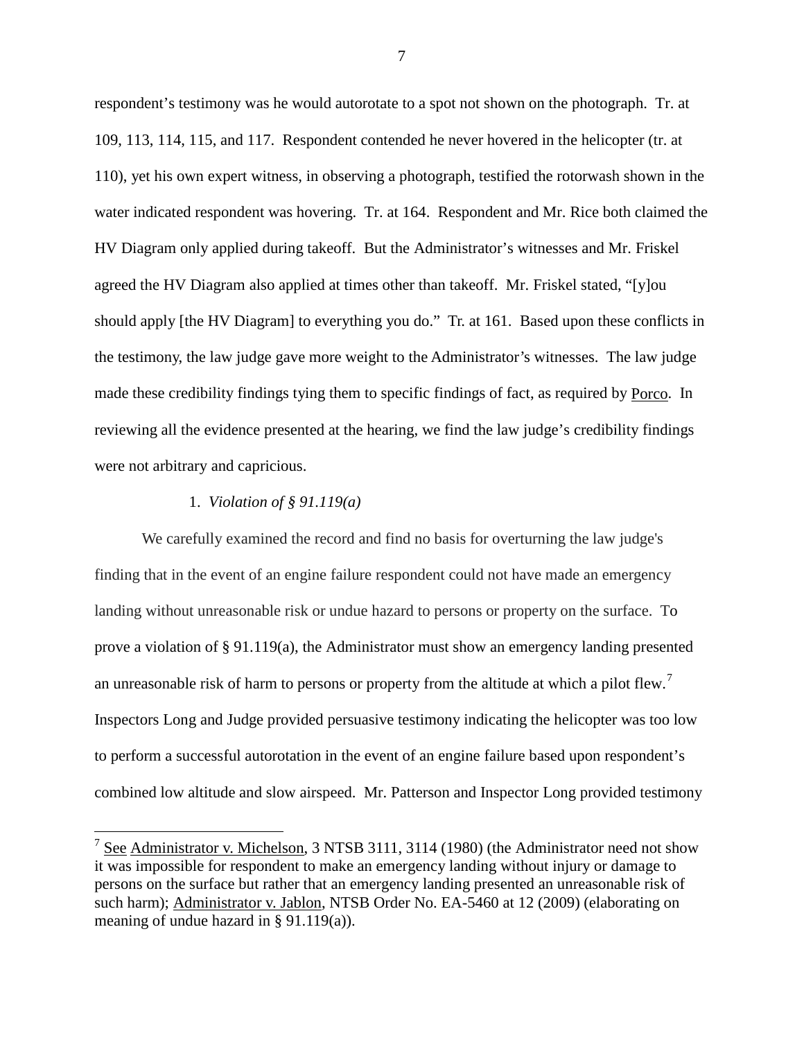respondent's testimony was he would autorotate to a spot not shown on the photograph. Tr. at 109, 113, 114, 115, and 117. Respondent contended he never hovered in the helicopter (tr. at 110), yet his own expert witness, in observing a photograph, testified the rotorwash shown in the water indicated respondent was hovering. Tr. at 164. Respondent and Mr. Rice both claimed the HV Diagram only applied during takeoff. But the Administrator's witnesses and Mr. Friskel agreed the HV Diagram also applied at times other than takeoff. Mr. Friskel stated, "[y]ou should apply [the HV Diagram] to everything you do." Tr. at 161. Based upon these conflicts in the testimony, the law judge gave more weight to the Administrator's witnesses. The law judge made these credibility findings tying them to specific findings of fact, as required by <u>Porco</u>. In reviewing all the evidence presented at the hearing, we find the law judge's credibility findings were not arbitrary and capricious.

1. *Violation of § 91.119(a)*

We carefully examined the record and find no basis for overturning the law judge's finding that in the event of an engine failure respondent could not have made an emergency landing without unreasonable risk or undue hazard to persons or property on the surface. To prove a violation of § 91.119(a), the Administrator must show an emergency landing presented an unreasonable risk of harm to persons or property from the altitude at which a pilot flew.[7] Inspectors Long and Judge provided persuasive testimony indicating the helicopter was too low to perform a successful autorotation in the event of an engine failure based upon respondent's combined low altitude and slow airspeed. Mr. Patterson and Inspector Long provided testimony

---

[7] <u>See</u> <u>Administrator v. Michelson</u>, 3 NTSB 3111, 3114 (1980) (the Administrator need not show it was impossible for respondent to make an emergency landing without injury or damage to persons on the surface but rather that an emergency landing presented an unreasonable risk of such harm); <u>Administrator v. Jablon</u>, NTSB Order No. EA-5460 at 12 (2009) (elaborating on meaning of undue hazard in § 91.119(a)).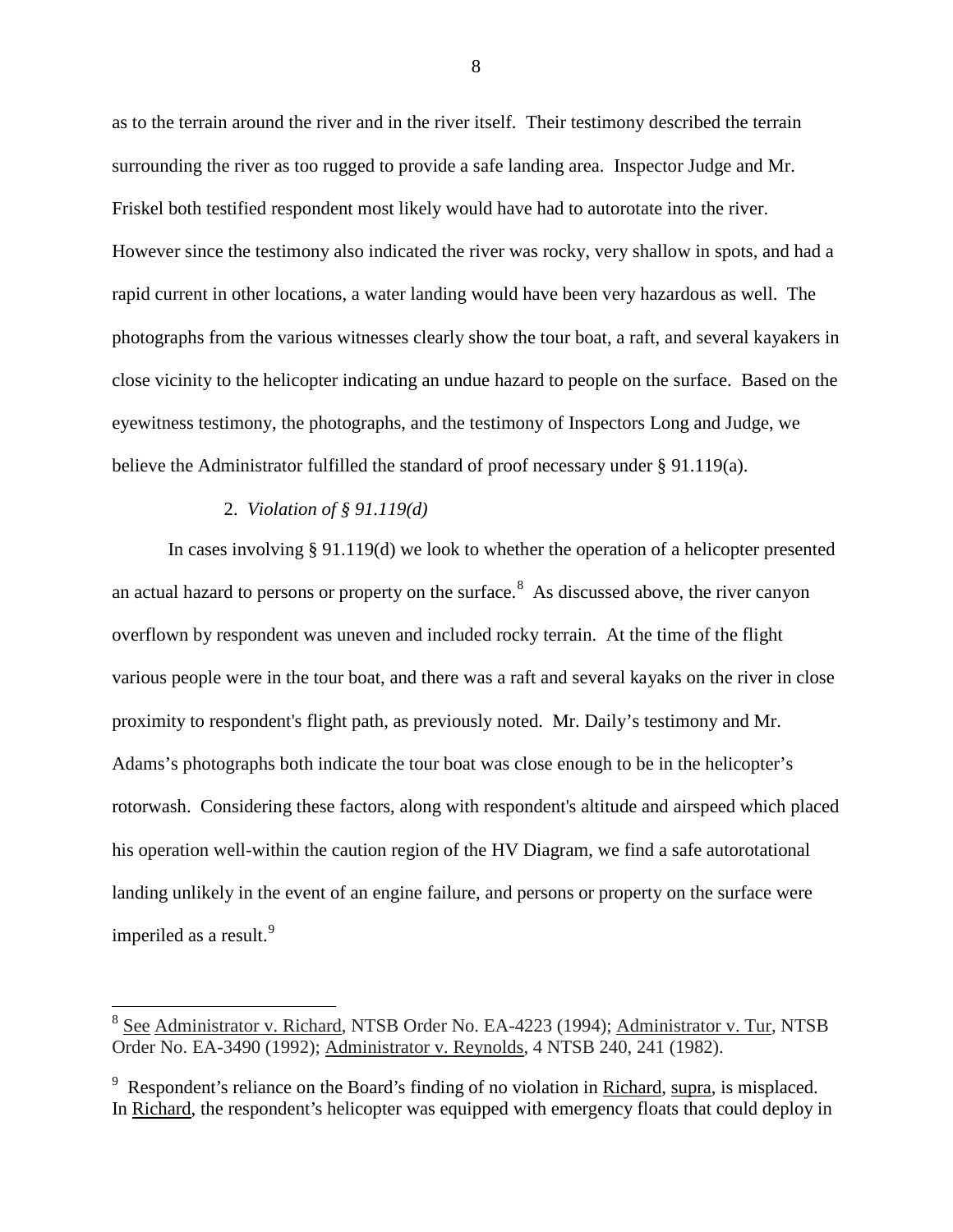as to the terrain around the river and in the river itself. Their testimony described the terrain surrounding the river as too rugged to provide a safe landing area. Inspector Judge and Mr. Friskel both testified respondent most likely would have had to autorotate into the river. However since the testimony also indicated the river was rocky, very shallow in spots, and had a rapid current in other locations, a water landing would have been very hazardous as well. The photographs from the various witnesses clearly show the tour boat, a raft, and several kayakers in close vicinity to the helicopter indicating an undue hazard to people on the surface. Based on the eyewitness testimony, the photographs, and the testimony of Inspectors Long and Judge, we believe the Administrator fulfilled the standard of proof necessary under § 91.119(a).

2. *Violation of § 91.119(d)*

In cases involving § 91.119(d) we look to whether the operation of a helicopter presented an actual hazard to persons or property on the surface.[8] As discussed above, the river canyon overflown by respondent was uneven and included rocky terrain. At the time of the flight various people were in the tour boat, and there was a raft and several kayaks on the river in close proximity to respondent's flight path, as previously noted. Mr. Daily's testimony and Mr. Adams's photographs both indicate the tour boat was close enough to be in the helicopter's rotorwash. Considering these factors, along with respondent's altitude and airspeed which placed his operation well-within the caution region of the HV Diagram, we find a safe autorotational landing unlikely in the event of an engine failure, and persons or property on the surface were imperiled as a result.[9]

---

[8] See Administrator v. Richard, NTSB Order No. EA-4223 (1994); Administrator v. Tur, NTSB Order No. EA-3490 (1992); Administrator v. Reynolds, 4 NTSB 240, 241 (1982).

[9] Respondent's reliance on the Board's finding of no violation in Richard, supra, is misplaced. In Richard, the respondent's helicopter was equipped with emergency floats that could deploy in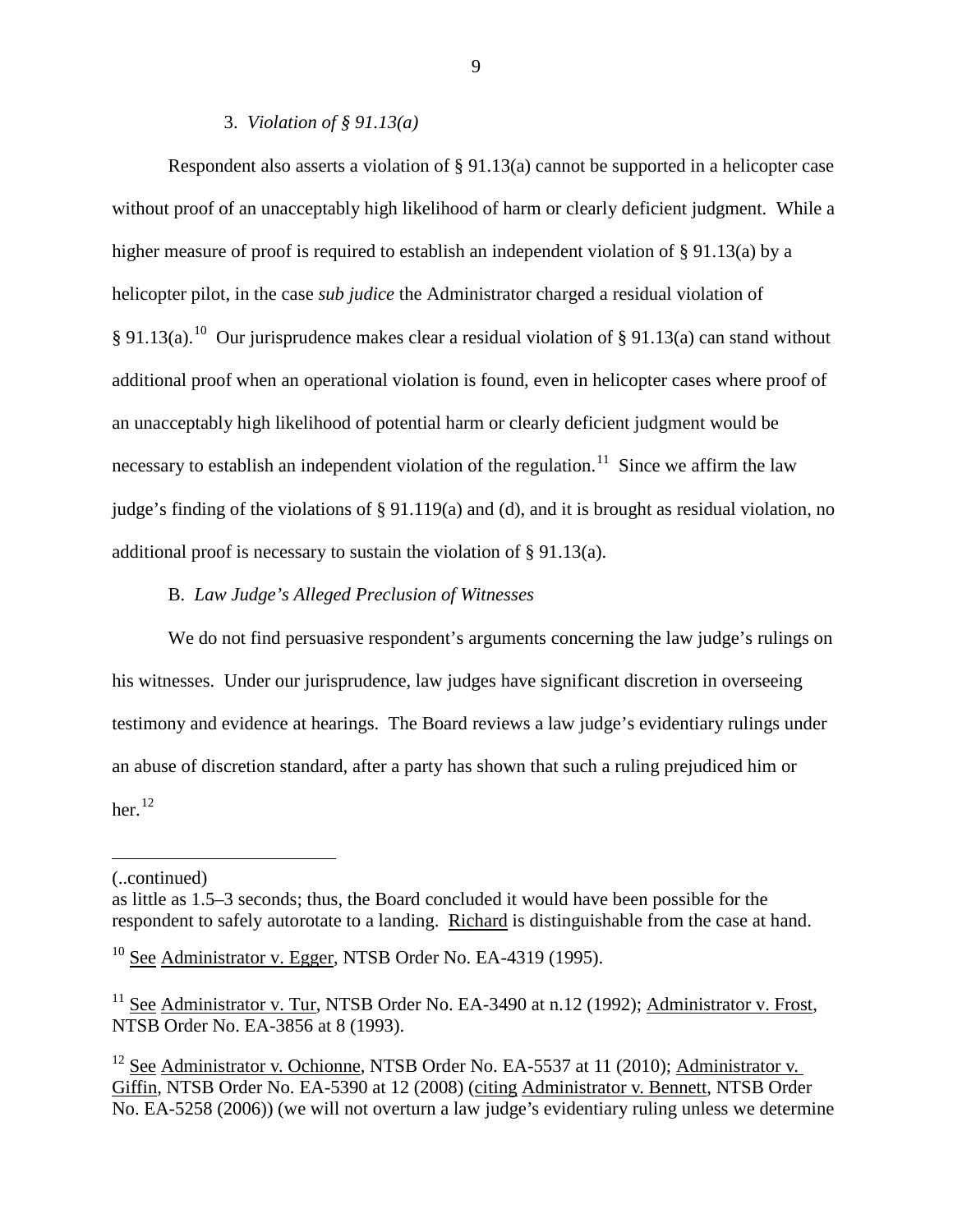### 3. *Violation of § 91.13(a)*

Respondent also asserts a violation of § 91.13(a) cannot be supported in a helicopter case without proof of an unacceptably high likelihood of harm or clearly deficient judgment. While a higher measure of proof is required to establish an independent violation of § 91.13(a) by a helicopter pilot, in the case *sub judice* the Administrator charged a residual violation of § 91.13(a).[10] Our jurisprudence makes clear a residual violation of § 91.13(a) can stand without additional proof when an operational violation is found, even in helicopter cases where proof of an unacceptably high likelihood of potential harm or clearly deficient judgment would be necessary to establish an independent violation of the regulation.[11] Since we affirm the law judge's finding of the violations of § 91.119(a) and (d), and it is brought as residual violation, no additional proof is necessary to sustain the violation of § 91.13(a).

## B. *Law Judge's Alleged Preclusion of Witnesses*

We do not find persuasive respondent's arguments concerning the law judge's rulings on his witnesses. Under our jurisprudence, law judges have significant discretion in overseeing testimony and evidence at hearings. The Board reviews a law judge's evidentiary rulings under an abuse of discretion standard, after a party has shown that such a ruling prejudiced him or her.[12]

---

(..continued)

as little as 1.5–3 seconds; thus, the Board concluded it would have been possible for the respondent to safely autorotate to a landing. Richard is distinguishable from the case at hand.

[10] See Administrator v. Egger, NTSB Order No. EA-4319 (1995).

[11] See Administrator v. Tur, NTSB Order No. EA-3490 at n.12 (1992); Administrator v. Frost, NTSB Order No. EA-3856 at 8 (1993).

[12] See Administrator v. Ochionne, NTSB Order No. EA-5537 at 11 (2010); Administrator v. Giffin, NTSB Order No. EA-5390 at 12 (2008) (citing Administrator v. Bennett, NTSB Order No. EA-5258 (2006)) (we will not overturn a law judge's evidentiary ruling unless we determine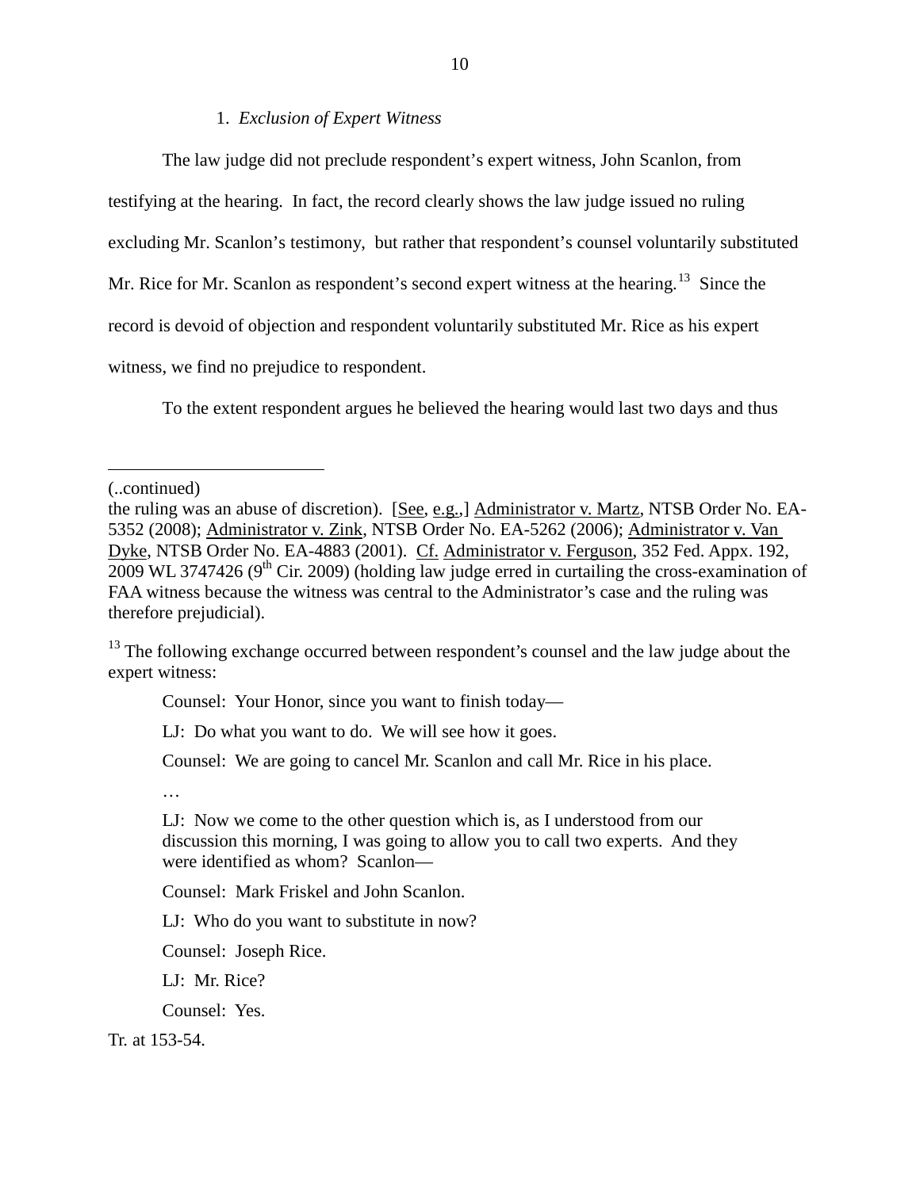1. *Exclusion of Expert Witness*

The law judge did not preclude respondent's expert witness, John Scanlon, from testifying at the hearing. In fact, the record clearly shows the law judge issued no ruling excluding Mr. Scanlon's testimony, but rather that respondent's counsel voluntarily substituted Mr. Rice for Mr. Scanlon as respondent's second expert witness at the hearing.[13] Since the record is devoid of objection and respondent voluntarily substituted Mr. Rice as his expert witness, we find no prejudice to respondent.

To the extent respondent argues he believed the hearing would last two days and thus

---

(..continued)

the ruling was an abuse of discretion). [See, e.g.,] Administrator v. Martz, NTSB Order No. EA-5352 (2008); Administrator v. Zink, NTSB Order No. EA-5262 (2006); Administrator v. Van Dyke, NTSB Order No. EA-4883 (2001). Cf. Administrator v. Ferguson, 352 Fed. Appx. 192, 2009 WL 3747426 (9th Cir. 2009) (holding law judge erred in curtailing the cross-examination of FAA witness because the witness was central to the Administrator's case and the ruling was therefore prejudicial).

[13] The following exchange occurred between respondent's counsel and the law judge about the expert witness:

> Counsel: Your Honor, since you want to finish today—
>
> LJ: Do what you want to do. We will see how it goes.
>
> Counsel: We are going to cancel Mr. Scanlon and call Mr. Rice in his place.
>
> …
>
> LJ: Now we come to the other question which is, as I understood from our discussion this morning, I was going to allow you to call two experts. And they were identified as whom? Scanlon—
>
> Counsel: Mark Friskel and John Scanlon.
>
> LJ: Who do you want to substitute in now?
>
> Counsel: Joseph Rice.
>
> LJ: Mr. Rice?
>
> Counsel: Yes.

Tr. at 153-54.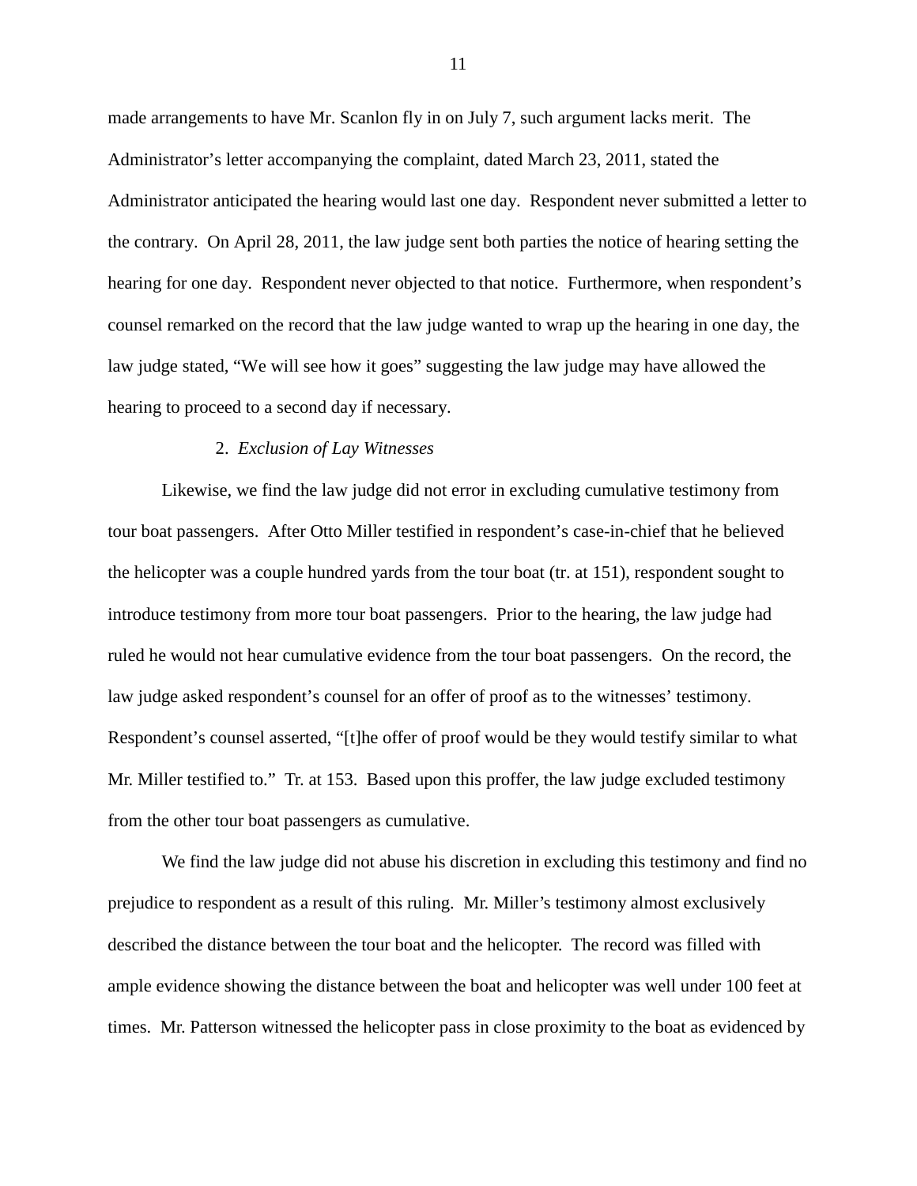made arrangements to have Mr. Scanlon fly in on July 7, such argument lacks merit. The Administrator's letter accompanying the complaint, dated March 23, 2011, stated the Administrator anticipated the hearing would last one day. Respondent never submitted a letter to the contrary. On April 28, 2011, the law judge sent both parties the notice of hearing setting the hearing for one day. Respondent never objected to that notice. Furthermore, when respondent's counsel remarked on the record that the law judge wanted to wrap up the hearing in one day, the law judge stated, "We will see how it goes" suggesting the law judge may have allowed the hearing to proceed to a second day if necessary.

2. *Exclusion of Lay Witnesses*

Likewise, we find the law judge did not error in excluding cumulative testimony from tour boat passengers. After Otto Miller testified in respondent's case-in-chief that he believed the helicopter was a couple hundred yards from the tour boat (tr. at 151), respondent sought to introduce testimony from more tour boat passengers. Prior to the hearing, the law judge had ruled he would not hear cumulative evidence from the tour boat passengers. On the record, the law judge asked respondent's counsel for an offer of proof as to the witnesses' testimony. Respondent's counsel asserted, "[t]he offer of proof would be they would testify similar to what Mr. Miller testified to." Tr. at 153. Based upon this proffer, the law judge excluded testimony from the other tour boat passengers as cumulative.

We find the law judge did not abuse his discretion in excluding this testimony and find no prejudice to respondent as a result of this ruling. Mr. Miller's testimony almost exclusively described the distance between the tour boat and the helicopter. The record was filled with ample evidence showing the distance between the boat and helicopter was well under 100 feet at times. Mr. Patterson witnessed the helicopter pass in close proximity to the boat as evidenced by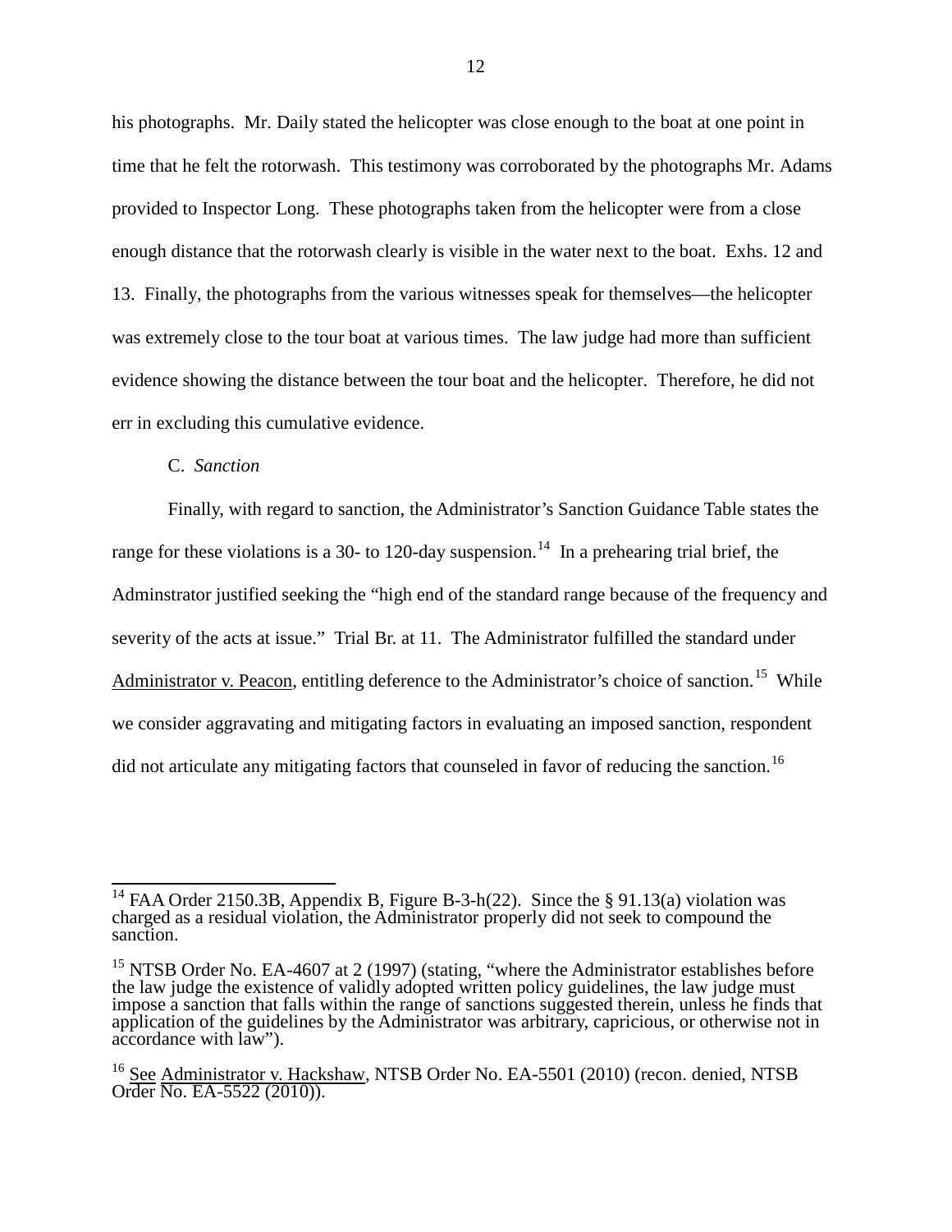his photographs. Mr. Daily stated the helicopter was close enough to the boat at one point in time that he felt the rotorwash. This testimony was corroborated by the photographs Mr. Adams provided to Inspector Long. These photographs taken from the helicopter were from a close enough distance that the rotorwash clearly is visible in the water next to the boat. Exhs. 12 and 13. Finally, the photographs from the various witnesses speak for themselves—the helicopter was extremely close to the tour boat at various times. The law judge had more than sufficient evidence showing the distance between the tour boat and the helicopter. Therefore, he did not err in excluding this cumulative evidence.

C. *Sanction*

Finally, with regard to sanction, the Administrator's Sanction Guidance Table states the range for these violations is a 30- to 120-day suspension.[14] In a prehearing trial brief, the Adminstrator justified seeking the "high end of the standard range because of the frequency and severity of the acts at issue." Trial Br. at 11. The Administrator fulfilled the standard under Administrator v. Peacon, entitling deference to the Administrator's choice of sanction.[15] While we consider aggravating and mitigating factors in evaluating an imposed sanction, respondent did not articulate any mitigating factors that counseled in favor of reducing the sanction.[16]

---

[14] FAA Order 2150.3B, Appendix B, Figure B-3-h(22). Since the § 91.13(a) violation was charged as a residual violation, the Administrator properly did not seek to compound the sanction.

[15] NTSB Order No. EA-4607 at 2 (1997) (stating, "where the Administrator establishes before the law judge the existence of validly adopted written policy guidelines, the law judge must impose a sanction that falls within the range of sanctions suggested therein, unless he finds that application of the guidelines by the Administrator was arbitrary, capricious, or otherwise not in accordance with law").

[16] See Administrator v. Hackshaw, NTSB Order No. EA-5501 (2010) (recon. denied, NTSB Order No. EA-5522 (2010)).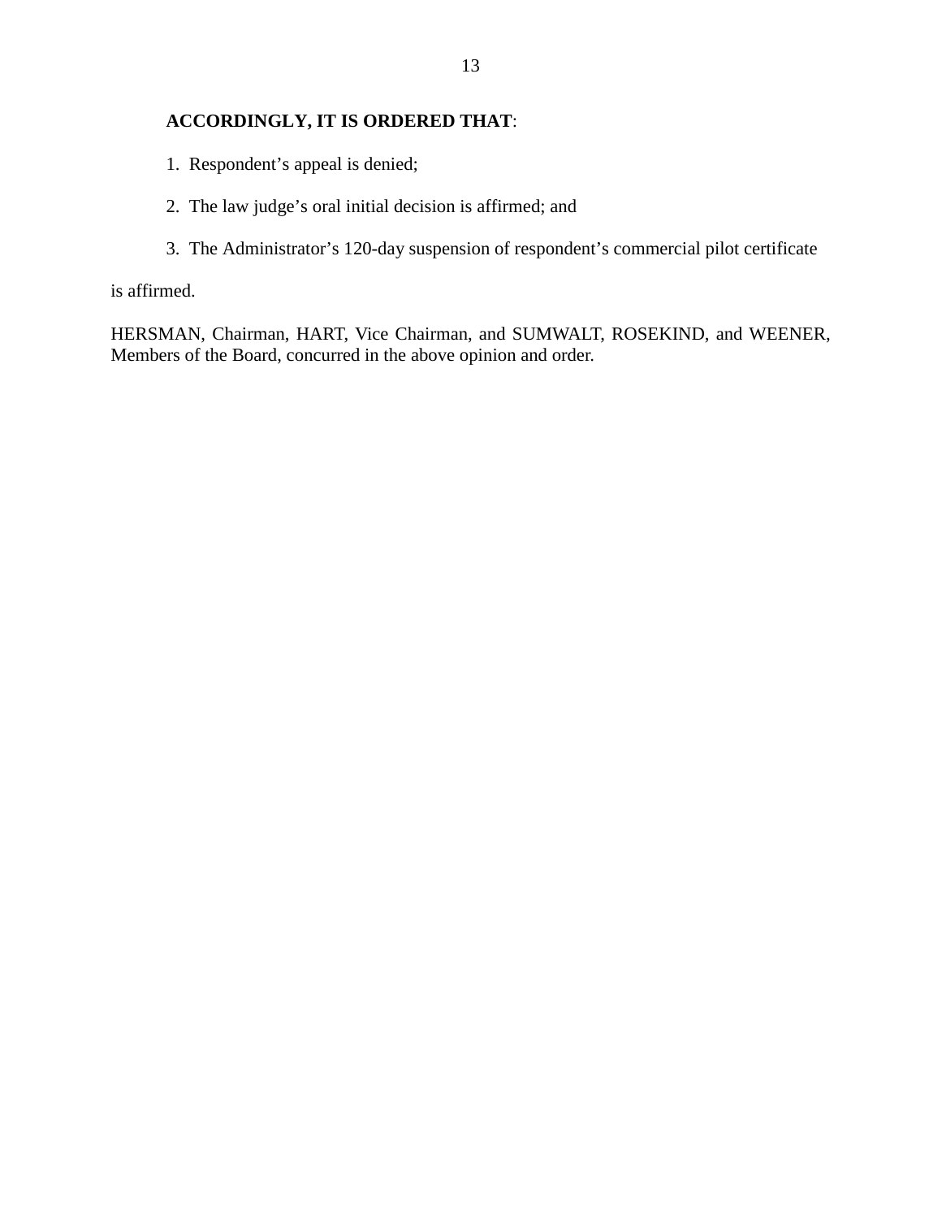**ACCORDINGLY, IT IS ORDERED THAT**:

1. Respondent’s appeal is denied;

2. The law judge’s oral initial decision is affirmed; and

3. The Administrator’s 120-day suspension of respondent’s commercial pilot certificate is affirmed.

HERSMAN, Chairman, HART, Vice Chairman, and SUMWALT, ROSEKIND, and WEENER, Members of the Board, concurred in the above opinion and order.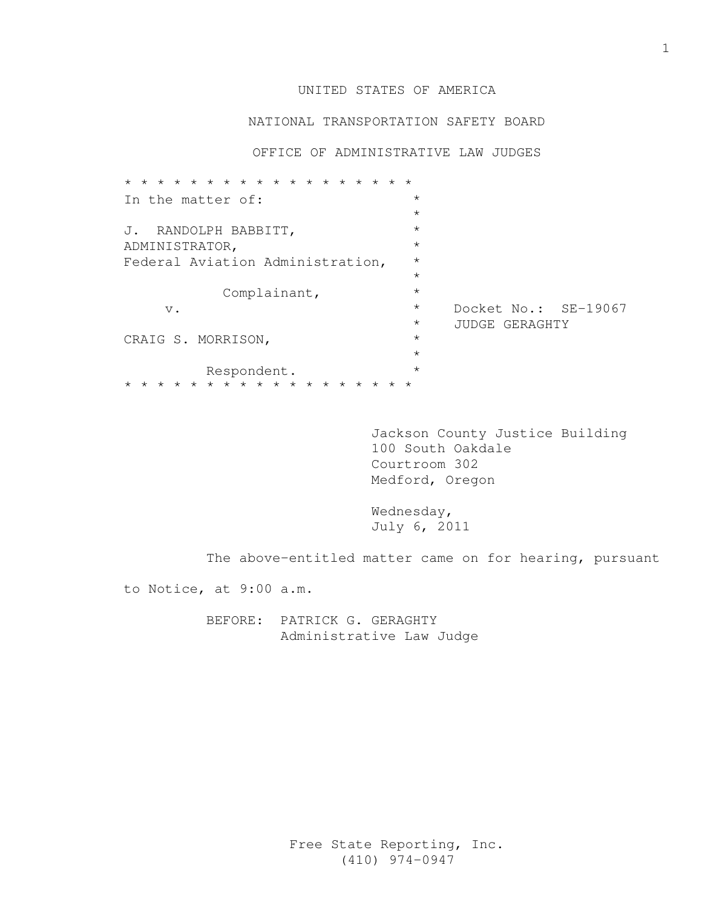UNITED STATES OF AMERICA

NATIONAL TRANSPORTATION SAFETY BOARD

OFFICE OF ADMINISTRATIVE LAW JUDGES

```
* * * * * * * * * * * * * * * * * * *
In the matter of:                   *
                                    *
J. RANDOLPH BABBITT,                *
ADMINISTRATOR,                      *
Federal Aviation Administration,    *
                                    *
          Complainant,              *
     v.                             *    Docket No.:  SE-19067
                                    *    JUDGE GERAGHTY
CRAIG S. MORRISON,                  *
                                    *
          Respondent.               *
* * * * * * * * * * * * * * * * * * *
```

Jackson County Justice Building
100 South Oakdale
Courtroom 302
Medford, Oregon

Wednesday,
July 6, 2011

The above-entitled matter came on for hearing, pursuant to Notice, at 9:00 a.m.

BEFORE: PATRICK G. GERAGHTY
Administrative Law Judge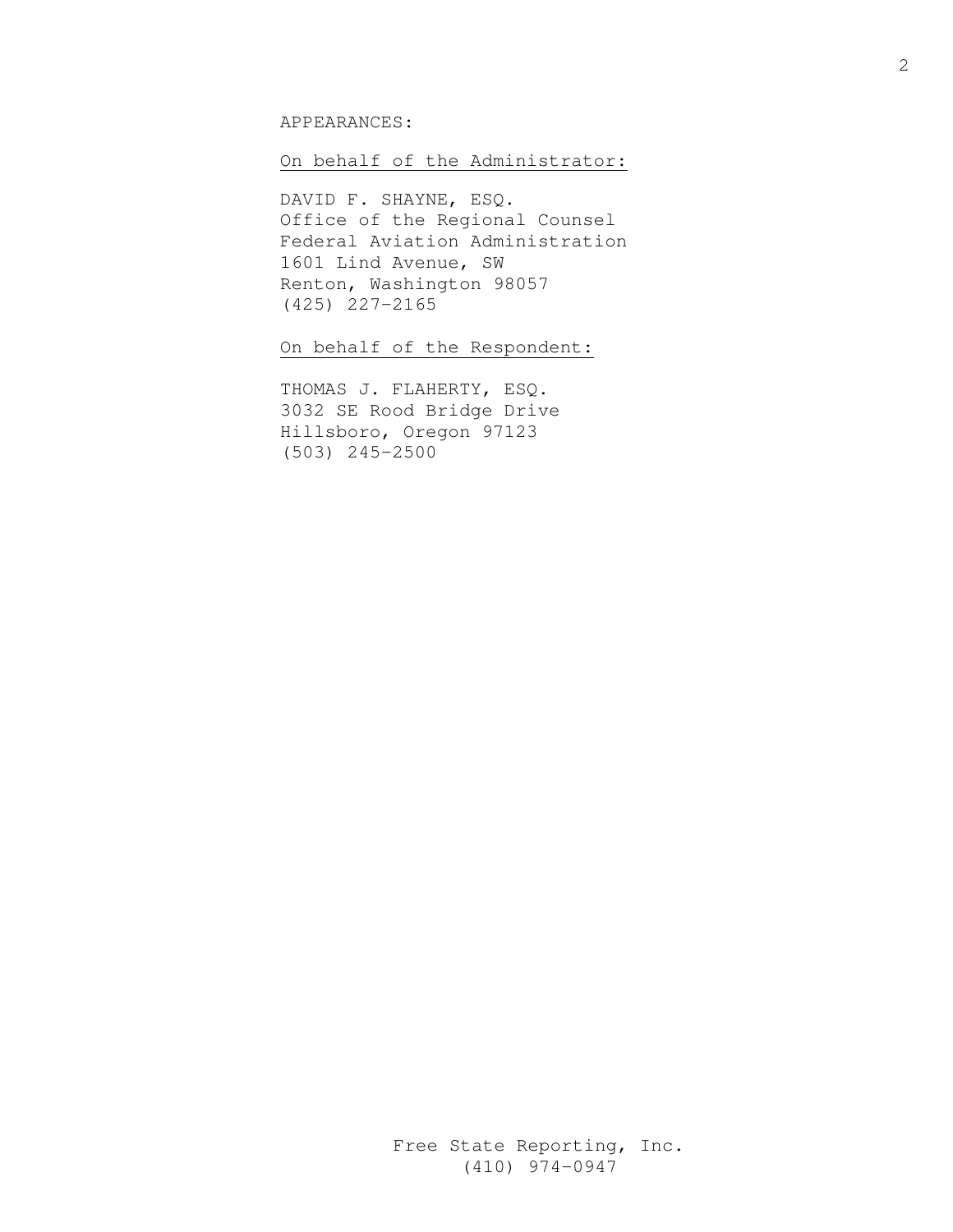APPEARANCES:

On behalf of the Administrator:

DAVID F. SHAYNE, ESQ.
Office of the Regional Counsel
Federal Aviation Administration
1601 Lind Avenue, SW
Renton, Washington 98057
(425) 227-2165

On behalf of the Respondent:

THOMAS J. FLAHERTY, ESQ.
3032 SE Rood Bridge Drive
Hillsboro, Oregon 97123
(503) 245-2500

Free State Reporting, Inc.
(410) 974-0947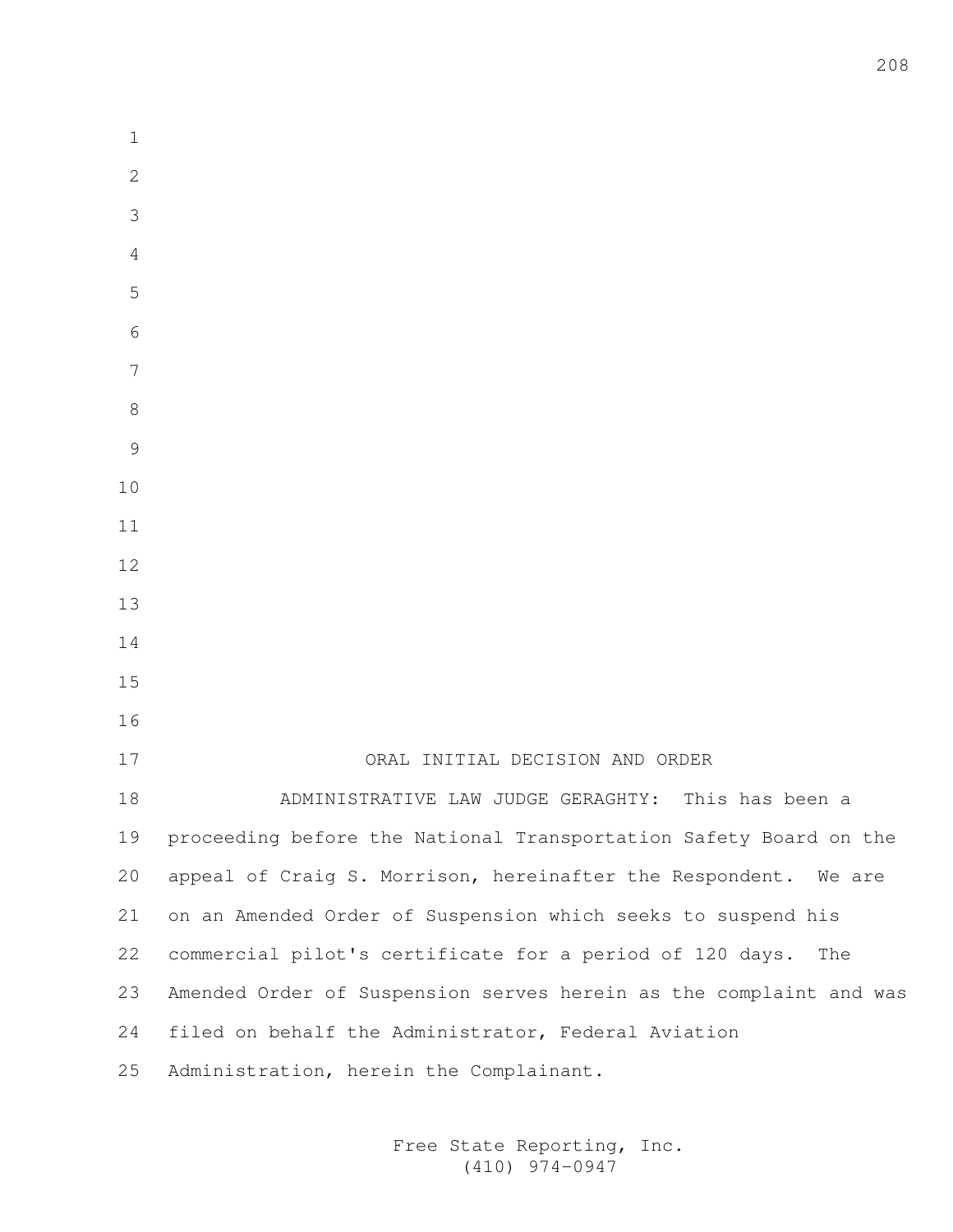## ORAL INITIAL DECISION AND ORDER

ADMINISTRATIVE LAW JUDGE GERAGHTY: This has been a proceeding before the National Transportation Safety Board on the appeal of Craig S. Morrison, hereinafter the Respondent. We are on an Amended Order of Suspension which seeks to suspend his commercial pilot's certificate for a period of 120 days. The Amended Order of Suspension serves herein as the complaint and was filed on behalf the Administrator, Federal Aviation Administration, herein the Complainant.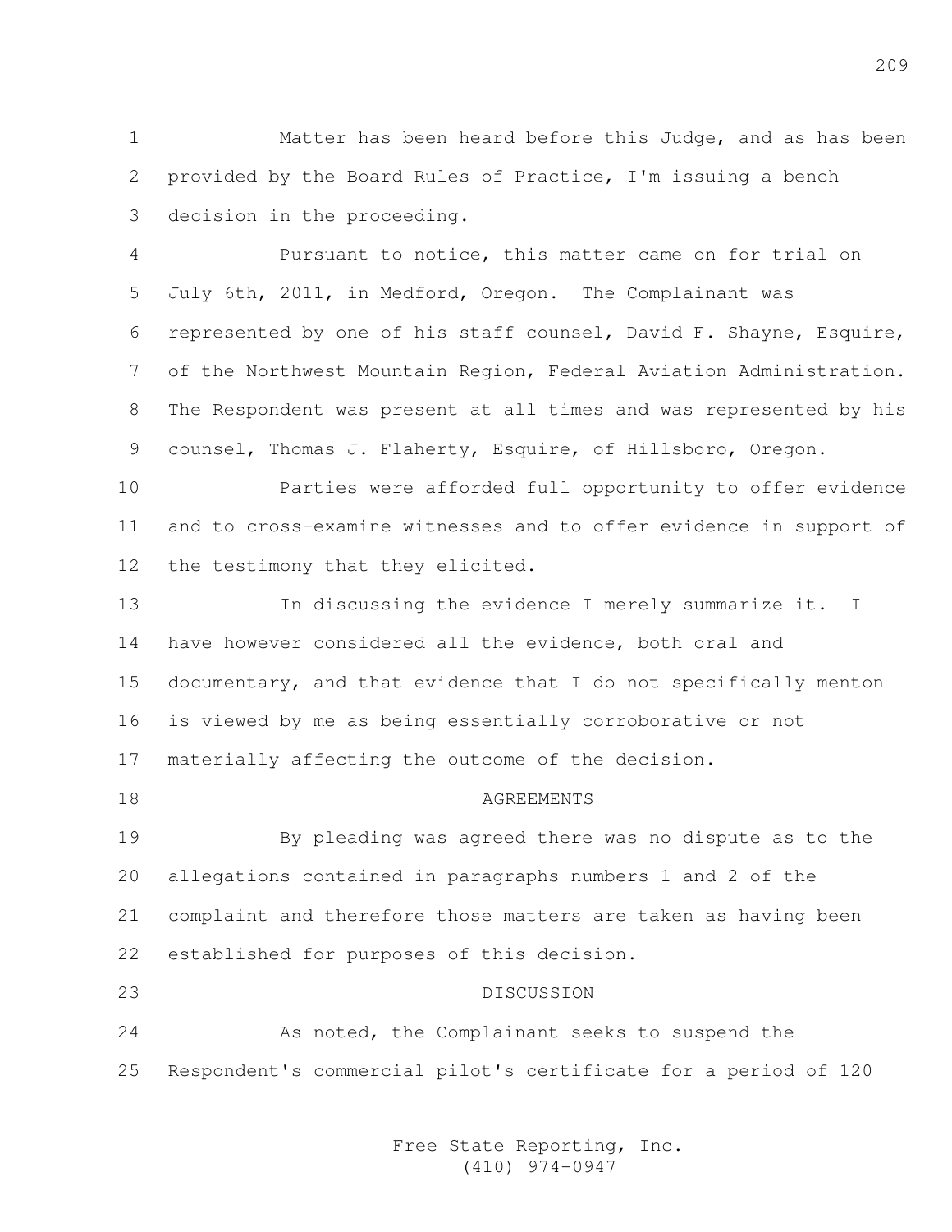Matter has been heard before this Judge, and as has been provided by the Board Rules of Practice, I'm issuing a bench decision in the proceeding.

Pursuant to notice, this matter came on for trial on July 6th, 2011, in Medford, Oregon. The Complainant was represented by one of his staff counsel, David F. Shayne, Esquire, of the Northwest Mountain Region, Federal Aviation Administration. The Respondent was present at all times and was represented by his counsel, Thomas J. Flaherty, Esquire, of Hillsboro, Oregon.

Parties were afforded full opportunity to offer evidence and to cross-examine witnesses and to offer evidence in support of the testimony that they elicited.

In discussing the evidence I merely summarize it. I have however considered all the evidence, both oral and documentary, and that evidence that I do not specifically menton is viewed by me as being essentially corroborative or not materially affecting the outcome of the decision.

## AGREEMENTS

By pleading was agreed there was no dispute as to the allegations contained in paragraphs numbers 1 and 2 of the complaint and therefore those matters are taken as having been established for purposes of this decision.

## DISCUSSION

As noted, the Complainant seeks to suspend the Respondent's commercial pilot's certificate for a period of 120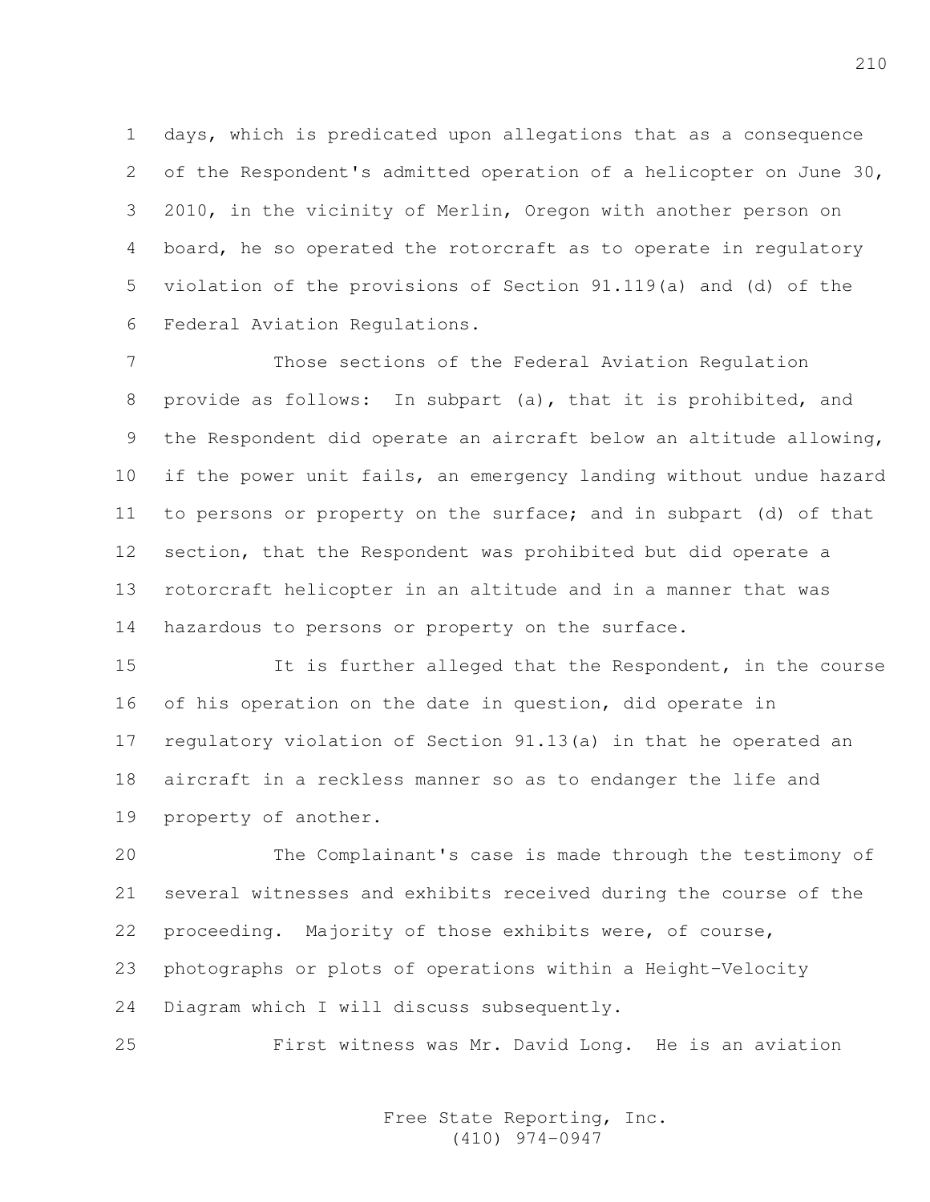days, which is predicated upon allegations that as a consequence of the Respondent's admitted operation of a helicopter on June 30, 2010, in the vicinity of Merlin, Oregon with another person on board, he so operated the rotorcraft as to operate in regulatory violation of the provisions of Section 91.119(a) and (d) of the Federal Aviation Regulations.

Those sections of the Federal Aviation Regulation provide as follows: In subpart (a), that it is prohibited, and the Respondent did operate an aircraft below an altitude allowing, if the power unit fails, an emergency landing without undue hazard to persons or property on the surface; and in subpart (d) of that section, that the Respondent was prohibited but did operate a rotorcraft helicopter in an altitude and in a manner that was hazardous to persons or property on the surface.

It is further alleged that the Respondent, in the course of his operation on the date in question, did operate in regulatory violation of Section 91.13(a) in that he operated an aircraft in a reckless manner so as to endanger the life and property of another.

The Complainant's case is made through the testimony of several witnesses and exhibits received during the course of the proceeding. Majority of those exhibits were, of course, photographs or plots of operations within a Height-Velocity Diagram which I will discuss subsequently.

First witness was Mr. David Long. He is an aviation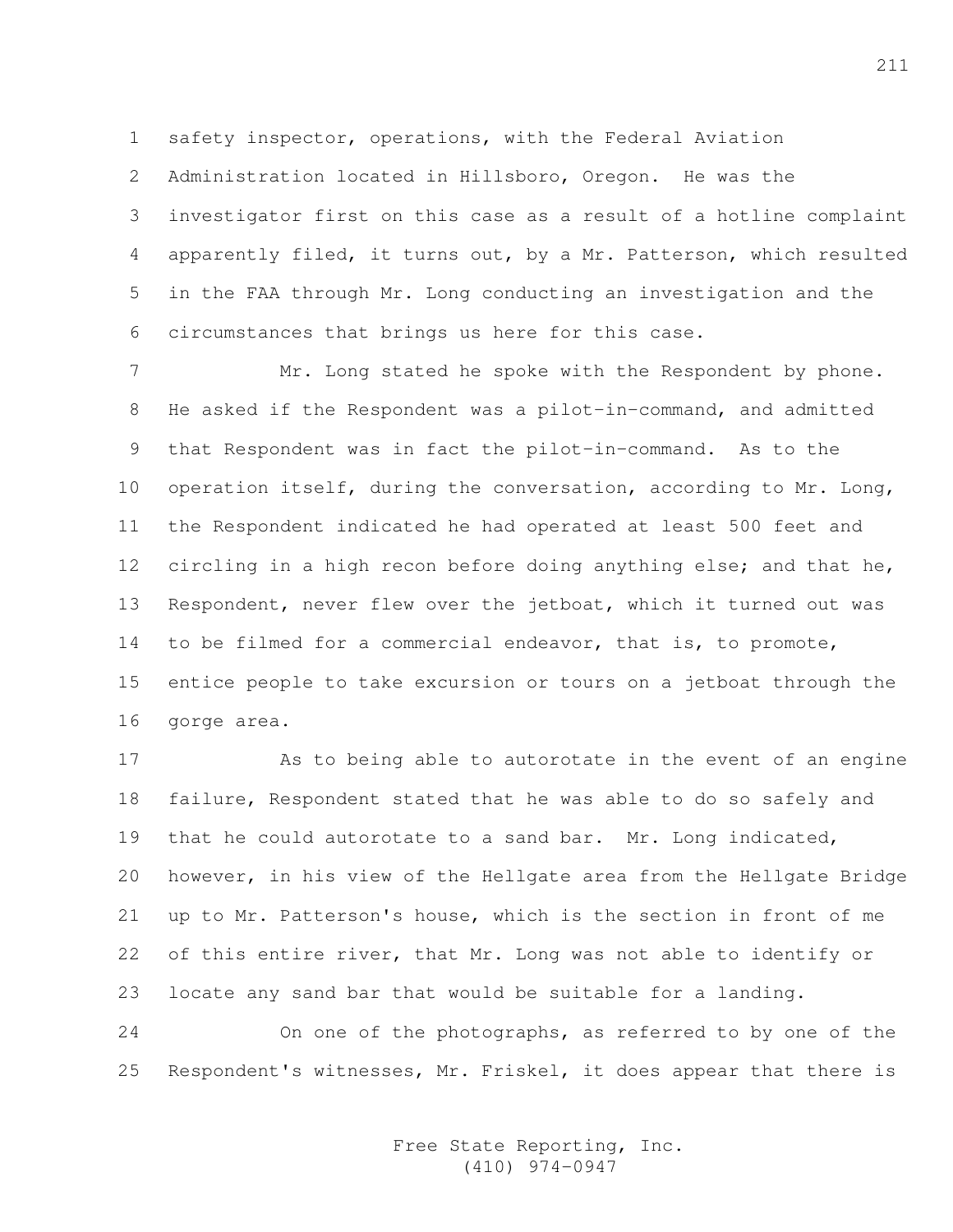safety inspector, operations, with the Federal Aviation Administration located in Hillsboro, Oregon. He was the investigator first on this case as a result of a hotline complaint apparently filed, it turns out, by a Mr. Patterson, which resulted in the FAA through Mr. Long conducting an investigation and the circumstances that brings us here for this case.

Mr. Long stated he spoke with the Respondent by phone. He asked if the Respondent was a pilot-in-command, and admitted that Respondent was in fact the pilot-in-command. As to the operation itself, during the conversation, according to Mr. Long, the Respondent indicated he had operated at least 500 feet and circling in a high recon before doing anything else; and that he, Respondent, never flew over the jetboat, which it turned out was to be filmed for a commercial endeavor, that is, to promote, entice people to take excursion or tours on a jetboat through the gorge area.

As to being able to autorotate in the event of an engine failure, Respondent stated that he was able to do so safely and that he could autorotate to a sand bar. Mr. Long indicated, however, in his view of the Hellgate area from the Hellgate Bridge up to Mr. Patterson's house, which is the section in front of me of this entire river, that Mr. Long was not able to identify or locate any sand bar that would be suitable for a landing.

On one of the photographs, as referred to by one of the Respondent's witnesses, Mr. Friskel, it does appear that there is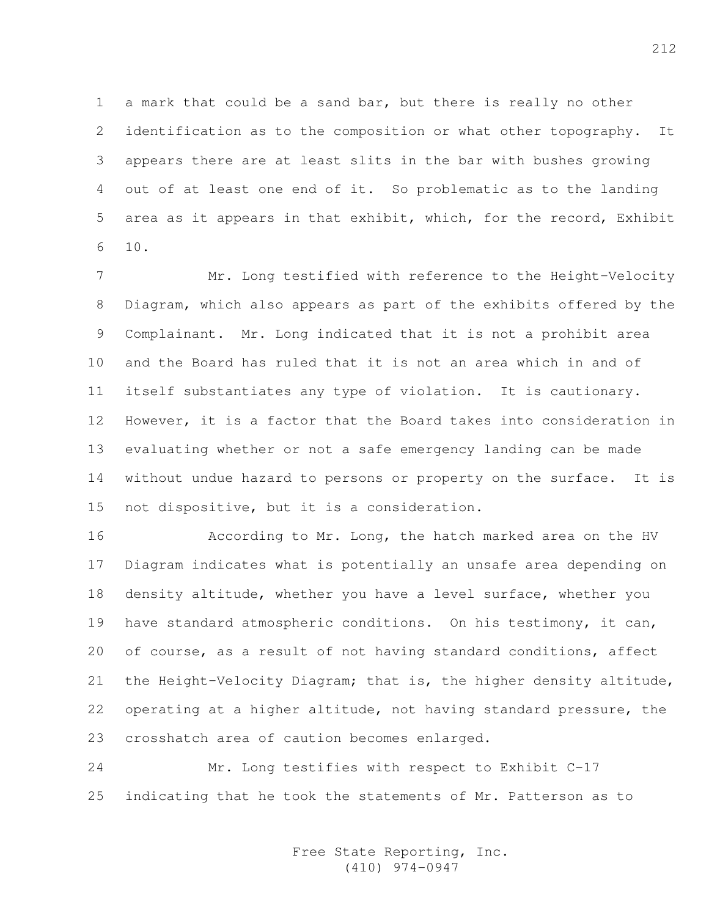a mark that could be a sand bar, but there is really no other identification as to the composition or what other topography. It appears there are at least slits in the bar with bushes growing out of at least one end of it. So problematic as to the landing area as it appears in that exhibit, which, for the record, Exhibit 10.

Mr. Long testified with reference to the Height-Velocity Diagram, which also appears as part of the exhibits offered by the Complainant. Mr. Long indicated that it is not a prohibit area and the Board has ruled that it is not an area which in and of itself substantiates any type of violation. It is cautionary. However, it is a factor that the Board takes into consideration in evaluating whether or not a safe emergency landing can be made without undue hazard to persons or property on the surface. It is not dispositive, but it is a consideration.

According to Mr. Long, the hatch marked area on the HV Diagram indicates what is potentially an unsafe area depending on density altitude, whether you have a level surface, whether you have standard atmospheric conditions. On his testimony, it can, of course, as a result of not having standard conditions, affect the Height-Velocity Diagram; that is, the higher density altitude, operating at a higher altitude, not having standard pressure, the crosshatch area of caution becomes enlarged.

Mr. Long testifies with respect to Exhibit C-17 indicating that he took the statements of Mr. Patterson as to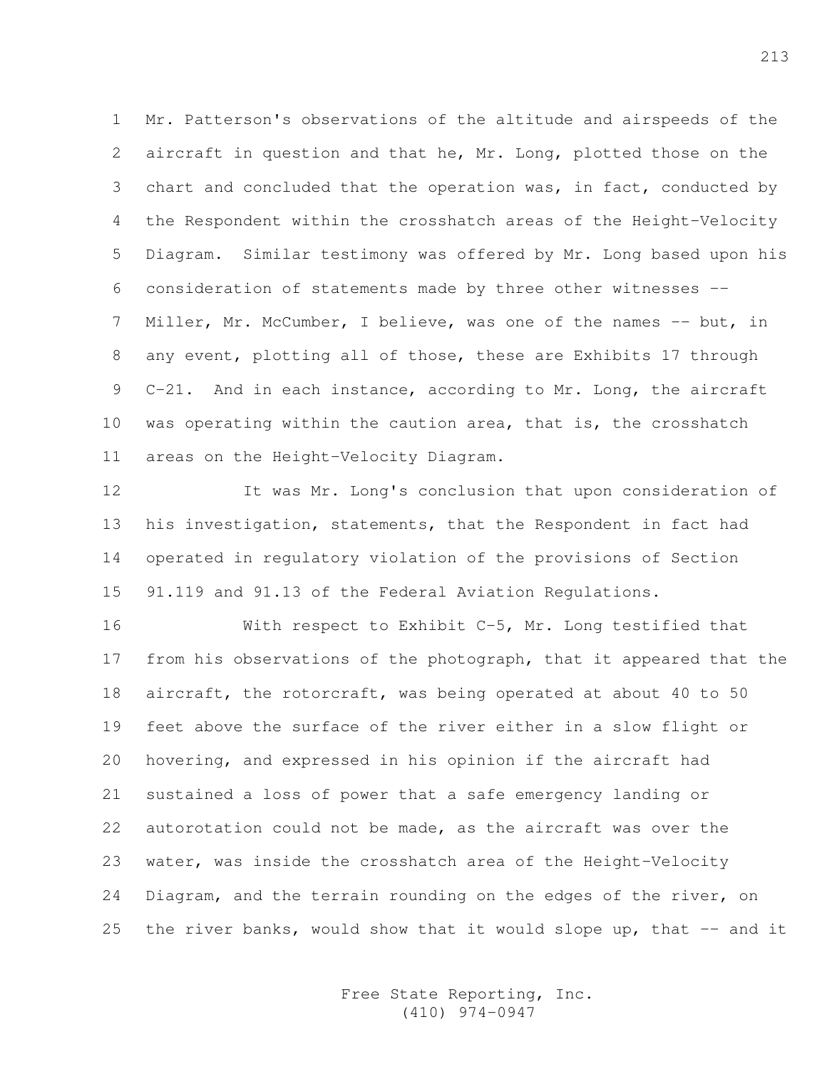Mr. Patterson's observations of the altitude and airspeeds of the aircraft in question and that he, Mr. Long, plotted those on the chart and concluded that the operation was, in fact, conducted by the Respondent within the crosshatch areas of the Height-Velocity Diagram. Similar testimony was offered by Mr. Long based upon his consideration of statements made by three other witnesses -- Miller, Mr. McCumber, I believe, was one of the names -- but, in any event, plotting all of those, these are Exhibits 17 through C-21. And in each instance, according to Mr. Long, the aircraft was operating within the caution area, that is, the crosshatch areas on the Height-Velocity Diagram.

It was Mr. Long's conclusion that upon consideration of his investigation, statements, that the Respondent in fact had operated in regulatory violation of the provisions of Section 91.119 and 91.13 of the Federal Aviation Regulations.

With respect to Exhibit C-5, Mr. Long testified that from his observations of the photograph, that it appeared that the aircraft, the rotorcraft, was being operated at about 40 to 50 feet above the surface of the river either in a slow flight or hovering, and expressed in his opinion if the aircraft had sustained a loss of power that a safe emergency landing or autorotation could not be made, as the aircraft was over the water, was inside the crosshatch area of the Height-Velocity Diagram, and the terrain rounding on the edges of the river, on the river banks, would show that it would slope up, that -- and it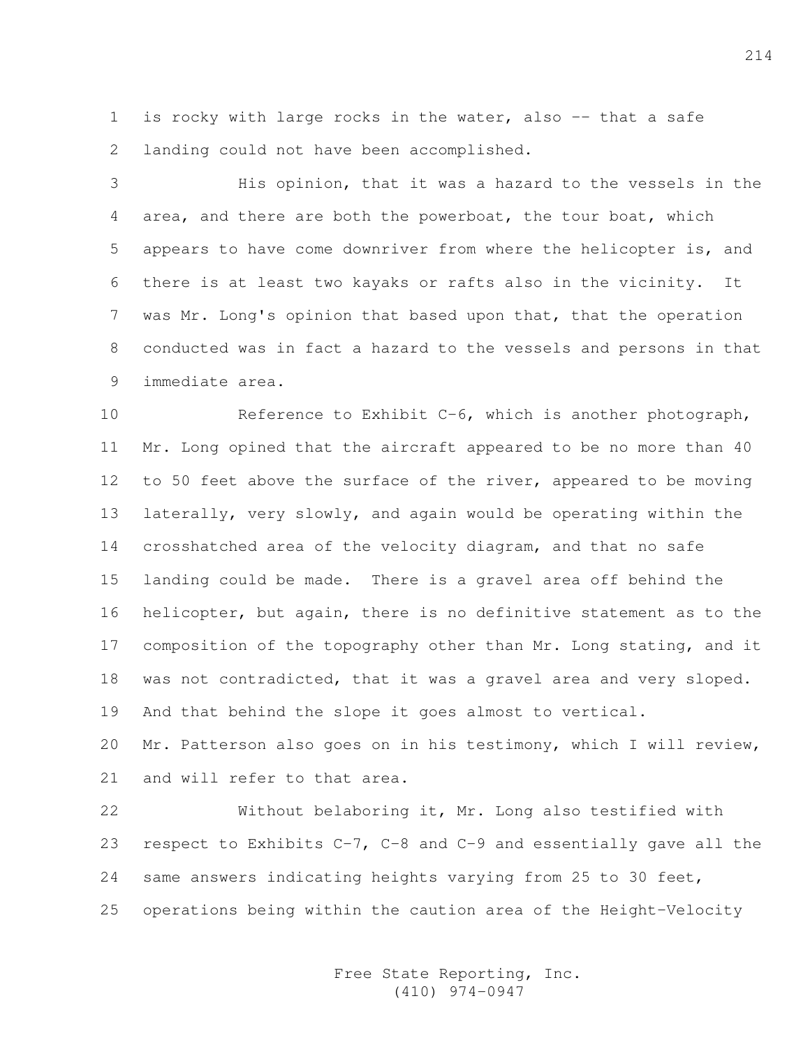is rocky with large rocks in the water, also -- that a safe landing could not have been accomplished.

His opinion, that it was a hazard to the vessels in the area, and there are both the powerboat, the tour boat, which appears to have come downriver from where the helicopter is, and there is at least two kayaks or rafts also in the vicinity. It was Mr. Long's opinion that based upon that, that the operation conducted was in fact a hazard to the vessels and persons in that immediate area.

Reference to Exhibit C-6, which is another photograph, Mr. Long opined that the aircraft appeared to be no more than 40 to 50 feet above the surface of the river, appeared to be moving laterally, very slowly, and again would be operating within the crosshatched area of the velocity diagram, and that no safe landing could be made. There is a gravel area off behind the helicopter, but again, there is no definitive statement as to the composition of the topography other than Mr. Long stating, and it was not contradicted, that it was a gravel area and very sloped. And that behind the slope it goes almost to vertical. Mr. Patterson also goes on in his testimony, which I will review, and will refer to that area.

Without belaboring it, Mr. Long also testified with respect to Exhibits C-7, C-8 and C-9 and essentially gave all the same answers indicating heights varying from 25 to 30 feet, operations being within the caution area of the Height-Velocity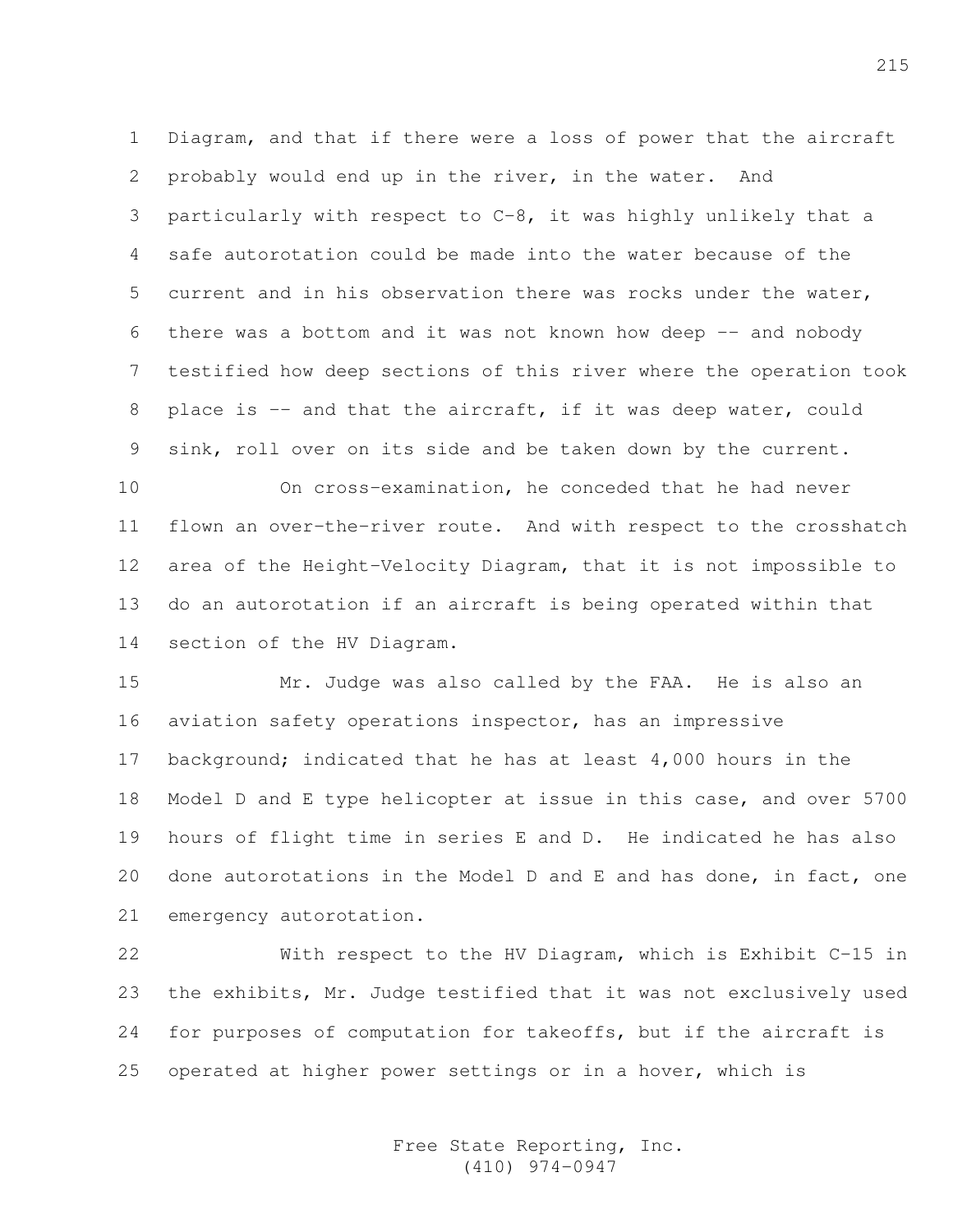Diagram, and that if there were a loss of power that the aircraft probably would end up in the river, in the water. And particularly with respect to C-8, it was highly unlikely that a safe autorotation could be made into the water because of the current and in his observation there was rocks under the water, there was a bottom and it was not known how deep -- and nobody testified how deep sections of this river where the operation took place is -- and that the aircraft, if it was deep water, could sink, roll over on its side and be taken down by the current.

On cross-examination, he conceded that he had never flown an over-the-river route. And with respect to the crosshatch area of the Height-Velocity Diagram, that it is not impossible to do an autorotation if an aircraft is being operated within that section of the HV Diagram.

Mr. Judge was also called by the FAA. He is also an aviation safety operations inspector, has an impressive background; indicated that he has at least 4,000 hours in the Model D and E type helicopter at issue in this case, and over 5700 hours of flight time in series E and D. He indicated he has also done autorotations in the Model D and E and has done, in fact, one emergency autorotation.

With respect to the HV Diagram, which is Exhibit C-15 in the exhibits, Mr. Judge testified that it was not exclusively used for purposes of computation for takeoffs, but if the aircraft is operated at higher power settings or in a hover, which is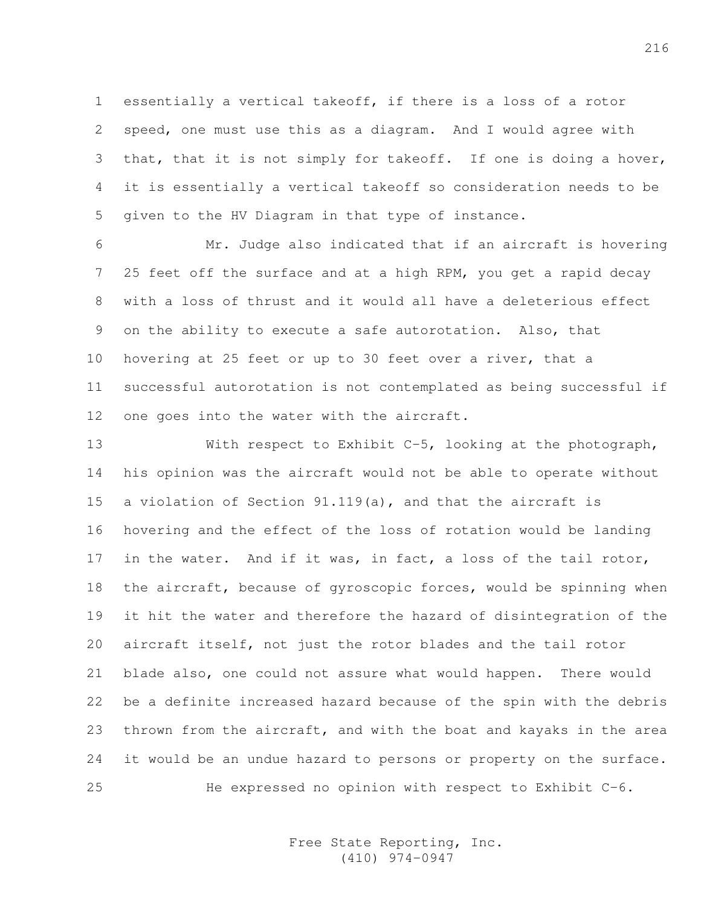essentially a vertical takeoff, if there is a loss of a rotor speed, one must use this as a diagram. And I would agree with that, that it is not simply for takeoff. If one is doing a hover, it is essentially a vertical takeoff so consideration needs to be given to the HV Diagram in that type of instance.

Mr. Judge also indicated that if an aircraft is hovering 25 feet off the surface and at a high RPM, you get a rapid decay with a loss of thrust and it would all have a deleterious effect on the ability to execute a safe autorotation. Also, that hovering at 25 feet or up to 30 feet over a river, that a successful autorotation is not contemplated as being successful if one goes into the water with the aircraft.

With respect to Exhibit C-5, looking at the photograph, his opinion was the aircraft would not be able to operate without a violation of Section 91.119(a), and that the aircraft is hovering and the effect of the loss of rotation would be landing in the water. And if it was, in fact, a loss of the tail rotor, the aircraft, because of gyroscopic forces, would be spinning when it hit the water and therefore the hazard of disintegration of the aircraft itself, not just the rotor blades and the tail rotor blade also, one could not assure what would happen. There would be a definite increased hazard because of the spin with the debris thrown from the aircraft, and with the boat and kayaks in the area it would be an undue hazard to persons or property on the surface.

He expressed no opinion with respect to Exhibit C-6.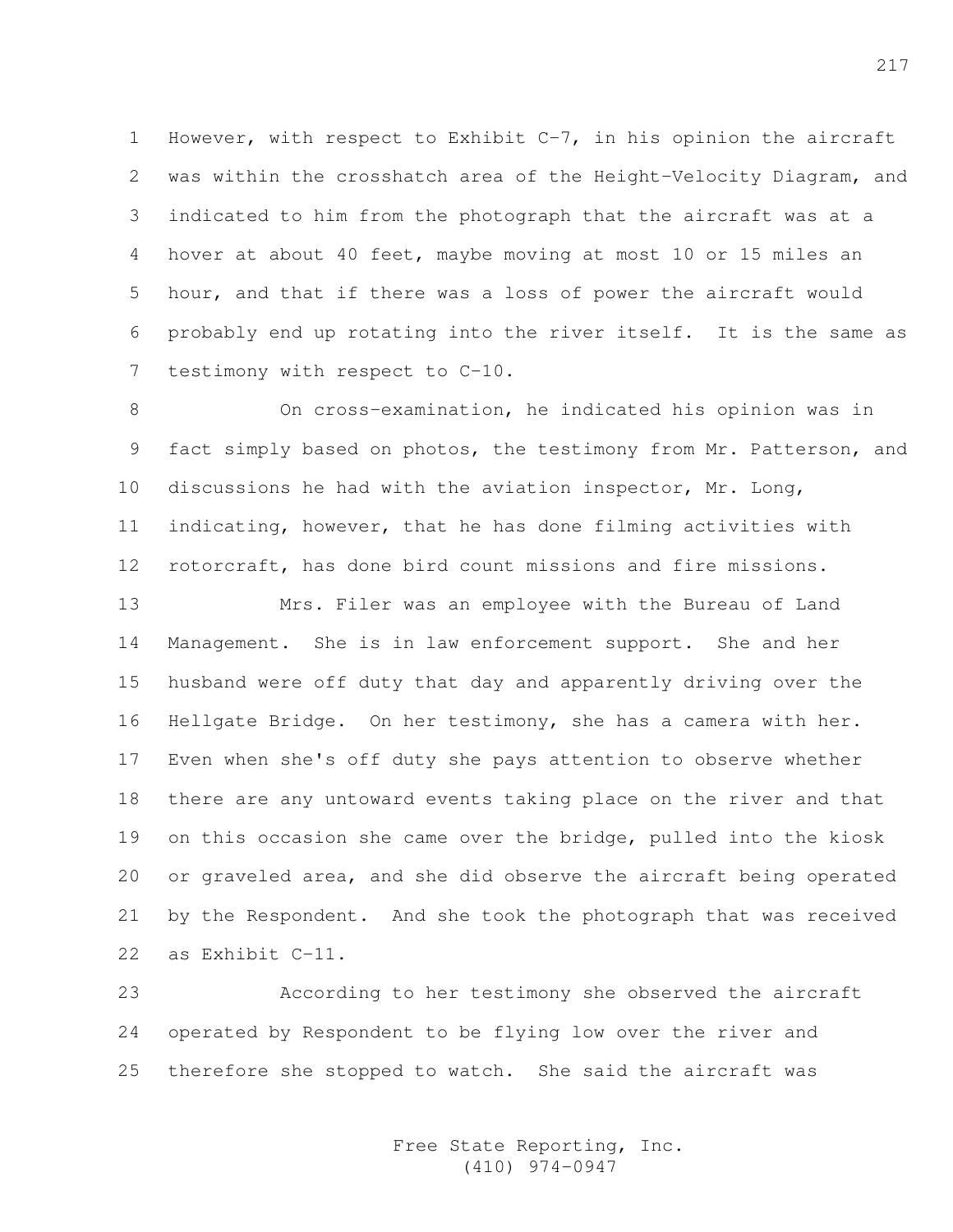However, with respect to Exhibit C-7, in his opinion the aircraft was within the crosshatch area of the Height-Velocity Diagram, and indicated to him from the photograph that the aircraft was at a hover at about 40 feet, maybe moving at most 10 or 15 miles an hour, and that if there was a loss of power the aircraft would probably end up rotating into the river itself. It is the same as testimony with respect to C-10.

On cross-examination, he indicated his opinion was in fact simply based on photos, the testimony from Mr. Patterson, and discussions he had with the aviation inspector, Mr. Long, indicating, however, that he has done filming activities with rotorcraft, has done bird count missions and fire missions.

Mrs. Filer was an employee with the Bureau of Land Management. She is in law enforcement support. She and her husband were off duty that day and apparently driving over the Hellgate Bridge. On her testimony, she has a camera with her. Even when she's off duty she pays attention to observe whether there are any untoward events taking place on the river and that on this occasion she came over the bridge, pulled into the kiosk or graveled area, and she did observe the aircraft being operated by the Respondent. And she took the photograph that was received as Exhibit C-11.

According to her testimony she observed the aircraft operated by Respondent to be flying low over the river and therefore she stopped to watch. She said the aircraft was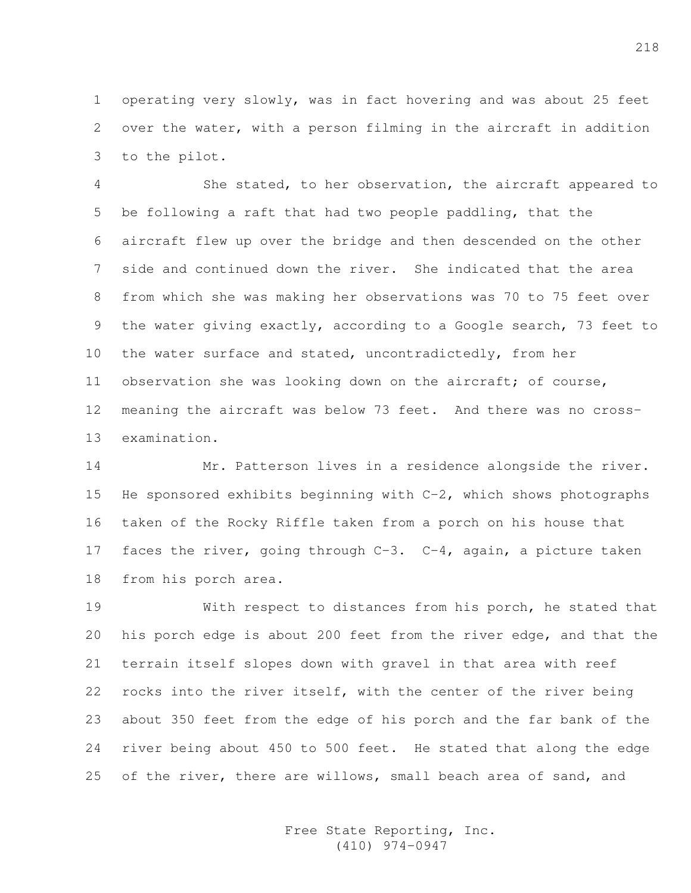operating very slowly, was in fact hovering and was about 25 feet over the water, with a person filming in the aircraft in addition to the pilot.

She stated, to her observation, the aircraft appeared to be following a raft that had two people paddling, that the aircraft flew up over the bridge and then descended on the other side and continued down the river. She indicated that the area from which she was making her observations was 70 to 75 feet over the water giving exactly, according to a Google search, 73 feet to the water surface and stated, uncontradictedly, from her observation she was looking down on the aircraft; of course, meaning the aircraft was below 73 feet. And there was no cross-examination.

Mr. Patterson lives in a residence alongside the river. He sponsored exhibits beginning with C-2, which shows photographs taken of the Rocky Riffle taken from a porch on his house that faces the river, going through C-3. C-4, again, a picture taken from his porch area.

With respect to distances from his porch, he stated that his porch edge is about 200 feet from the river edge, and that the terrain itself slopes down with gravel in that area with reef rocks into the river itself, with the center of the river being about 350 feet from the edge of his porch and the far bank of the river being about 450 to 500 feet. He stated that along the edge of the river, there are willows, small beach area of sand, and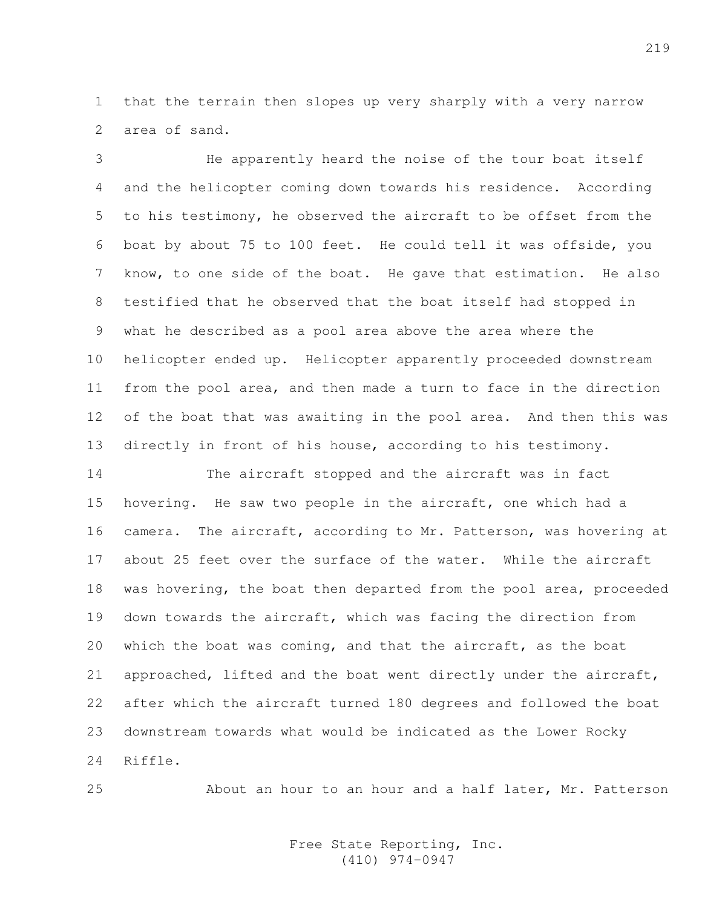that the terrain then slopes up very sharply with a very narrow area of sand.

He apparently heard the noise of the tour boat itself and the helicopter coming down towards his residence. According to his testimony, he observed the aircraft to be offset from the boat by about 75 to 100 feet. He could tell it was offside, you know, to one side of the boat. He gave that estimation. He also testified that he observed that the boat itself had stopped in what he described as a pool area above the area where the helicopter ended up. Helicopter apparently proceeded downstream from the pool area, and then made a turn to face in the direction of the boat that was awaiting in the pool area. And then this was directly in front of his house, according to his testimony.

The aircraft stopped and the aircraft was in fact hovering. He saw two people in the aircraft, one which had a camera. The aircraft, according to Mr. Patterson, was hovering at about 25 feet over the surface of the water. While the aircraft was hovering, the boat then departed from the pool area, proceeded down towards the aircraft, which was facing the direction from which the boat was coming, and that the aircraft, as the boat approached, lifted and the boat went directly under the aircraft, after which the aircraft turned 180 degrees and followed the boat downstream towards what would be indicated as the Lower Rocky Riffle.

About an hour to an hour and a half later, Mr. Patterson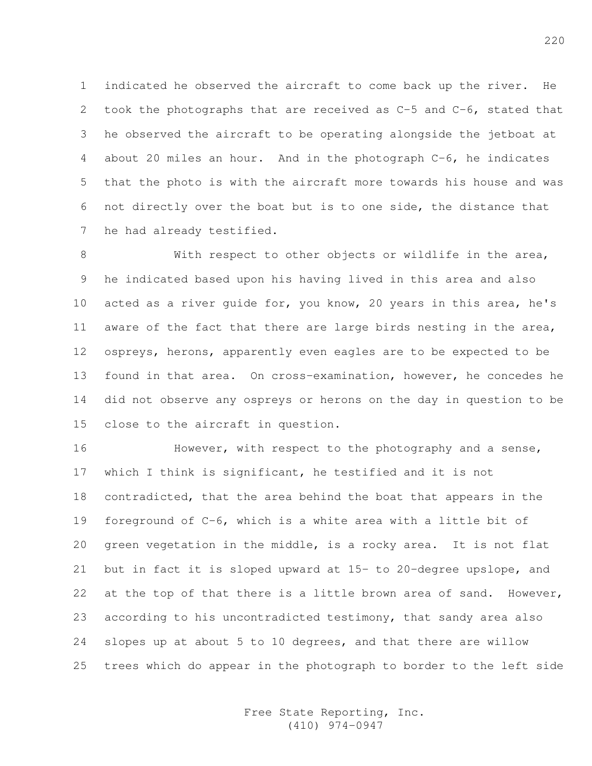indicated he observed the aircraft to come back up the river. He took the photographs that are received as C-5 and C-6, stated that he observed the aircraft to be operating alongside the jetboat at about 20 miles an hour. And in the photograph C-6, he indicates that the photo is with the aircraft more towards his house and was not directly over the boat but is to one side, the distance that he had already testified.

With respect to other objects or wildlife in the area, he indicated based upon his having lived in this area and also acted as a river guide for, you know, 20 years in this area, he's aware of the fact that there are large birds nesting in the area, ospreys, herons, apparently even eagles are to be expected to be found in that area. On cross-examination, however, he concedes he did not observe any ospreys or herons on the day in question to be close to the aircraft in question.

However, with respect to the photography and a sense, which I think is significant, he testified and it is not contradicted, that the area behind the boat that appears in the foreground of C-6, which is a white area with a little bit of green vegetation in the middle, is a rocky area. It is not flat but in fact it is sloped upward at 15- to 20-degree upslope, and at the top of that there is a little brown area of sand. However, according to his uncontradicted testimony, that sandy area also slopes up at about 5 to 10 degrees, and that there are willow trees which do appear in the photograph to border to the left side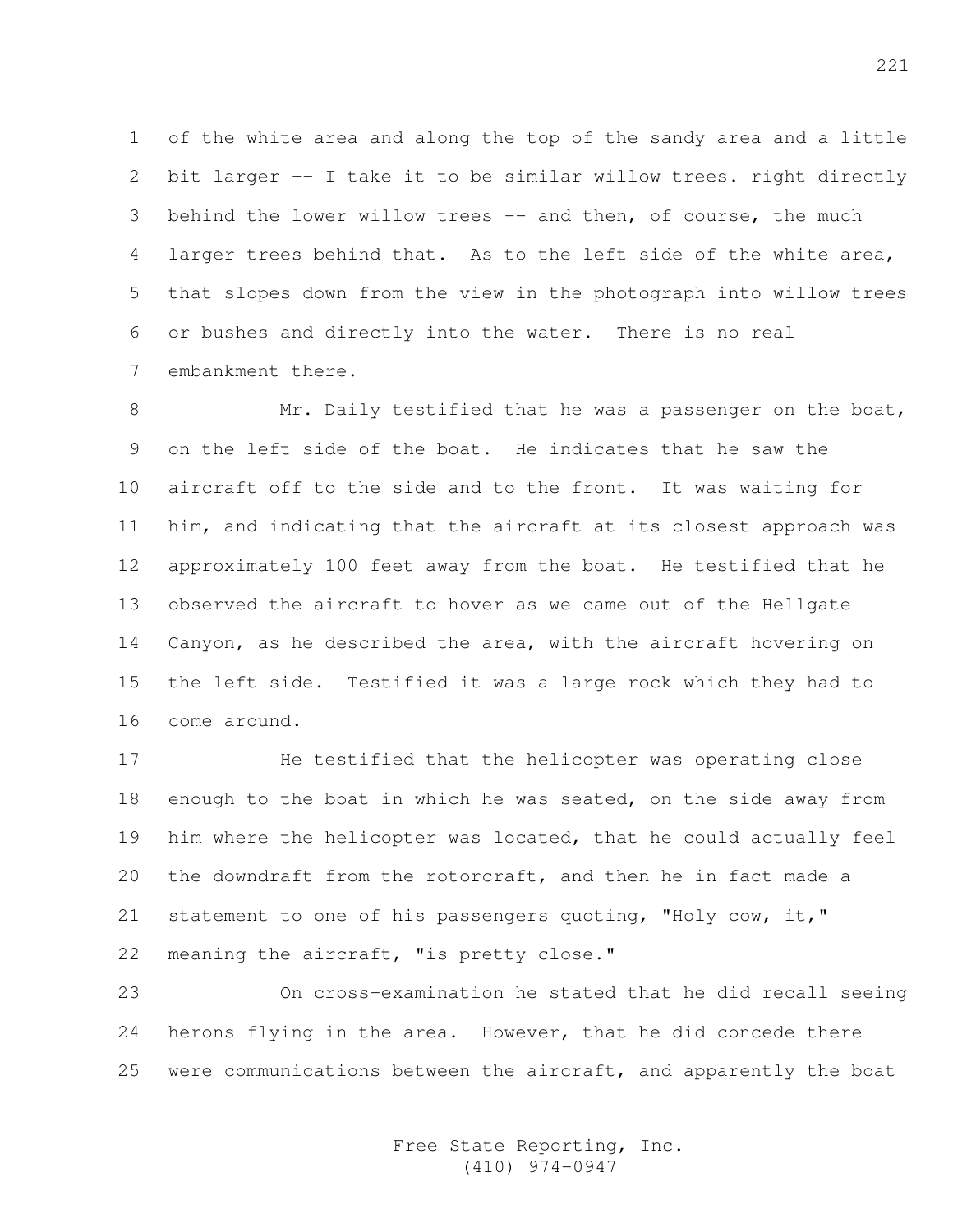of the white area and along the top of the sandy area and a little bit larger -- I take it to be similar willow trees. right directly behind the lower willow trees -- and then, of course, the much larger trees behind that. As to the left side of the white area, that slopes down from the view in the photograph into willow trees or bushes and directly into the water. There is no real embankment there.

Mr. Daily testified that he was a passenger on the boat, on the left side of the boat. He indicates that he saw the aircraft off to the side and to the front. It was waiting for him, and indicating that the aircraft at its closest approach was approximately 100 feet away from the boat. He testified that he observed the aircraft to hover as we came out of the Hellgate Canyon, as he described the area, with the aircraft hovering on the left side. Testified it was a large rock which they had to come around.

He testified that the helicopter was operating close enough to the boat in which he was seated, on the side away from him where the helicopter was located, that he could actually feel the downdraft from the rotorcraft, and then he in fact made a statement to one of his passengers quoting, "Holy cow, it," meaning the aircraft, "is pretty close."

On cross-examination he stated that he did recall seeing herons flying in the area. However, that he did concede there were communications between the aircraft, and apparently the boat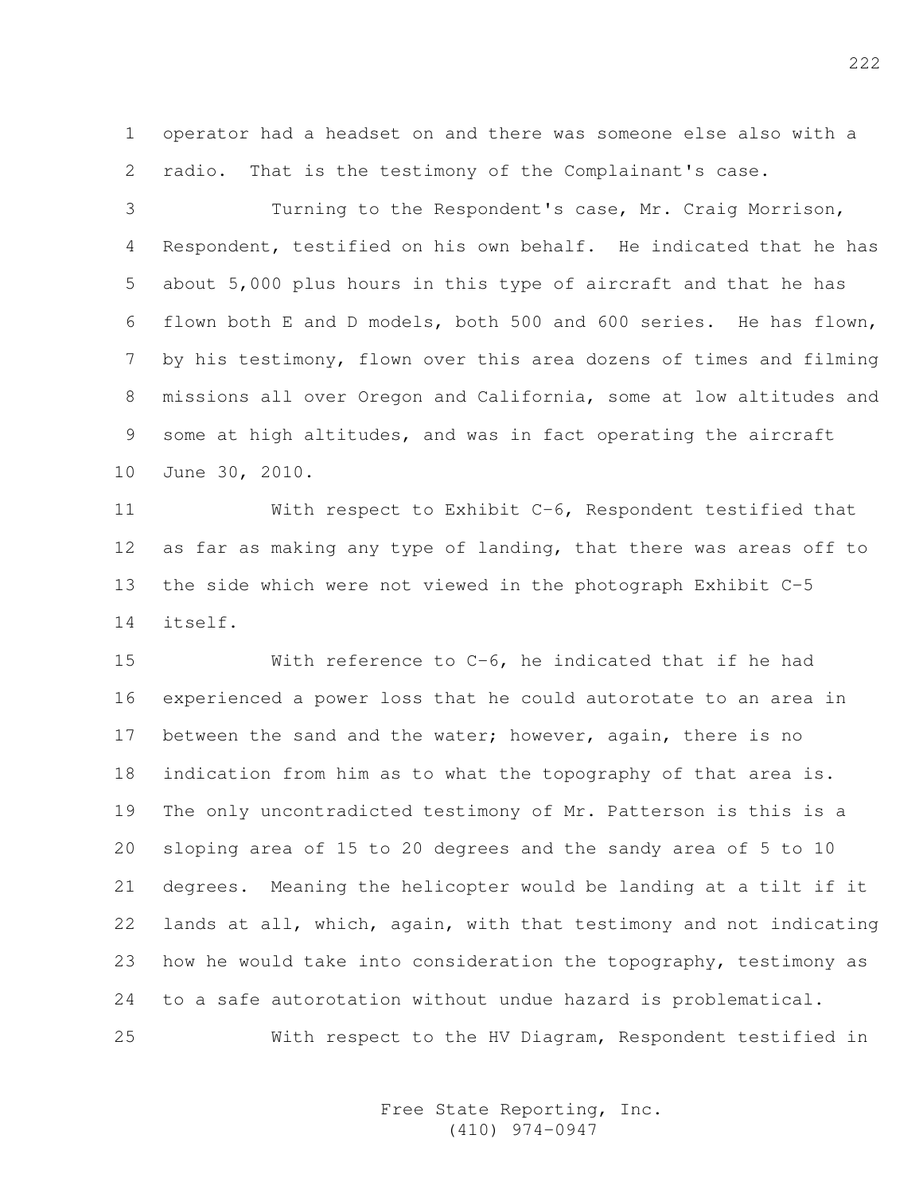operator had a headset on and there was someone else also with a radio. That is the testimony of the Complainant's case.

Turning to the Respondent's case, Mr. Craig Morrison, Respondent, testified on his own behalf. He indicated that he has about 5,000 plus hours in this type of aircraft and that he has flown both E and D models, both 500 and 600 series. He has flown, by his testimony, flown over this area dozens of times and filming missions all over Oregon and California, some at low altitudes and some at high altitudes, and was in fact operating the aircraft June 30, 2010.

With respect to Exhibit C-6, Respondent testified that as far as making any type of landing, that there was areas off to the side which were not viewed in the photograph Exhibit C-5 itself.

With reference to C-6, he indicated that if he had experienced a power loss that he could autorotate to an area in between the sand and the water; however, again, there is no indication from him as to what the topography of that area is. The only uncontradicted testimony of Mr. Patterson is this is a sloping area of 15 to 20 degrees and the sandy area of 5 to 10 degrees. Meaning the helicopter would be landing at a tilt if it lands at all, which, again, with that testimony and not indicating how he would take into consideration the topography, testimony as to a safe autorotation without undue hazard is problematical.

With respect to the HV Diagram, Respondent testified in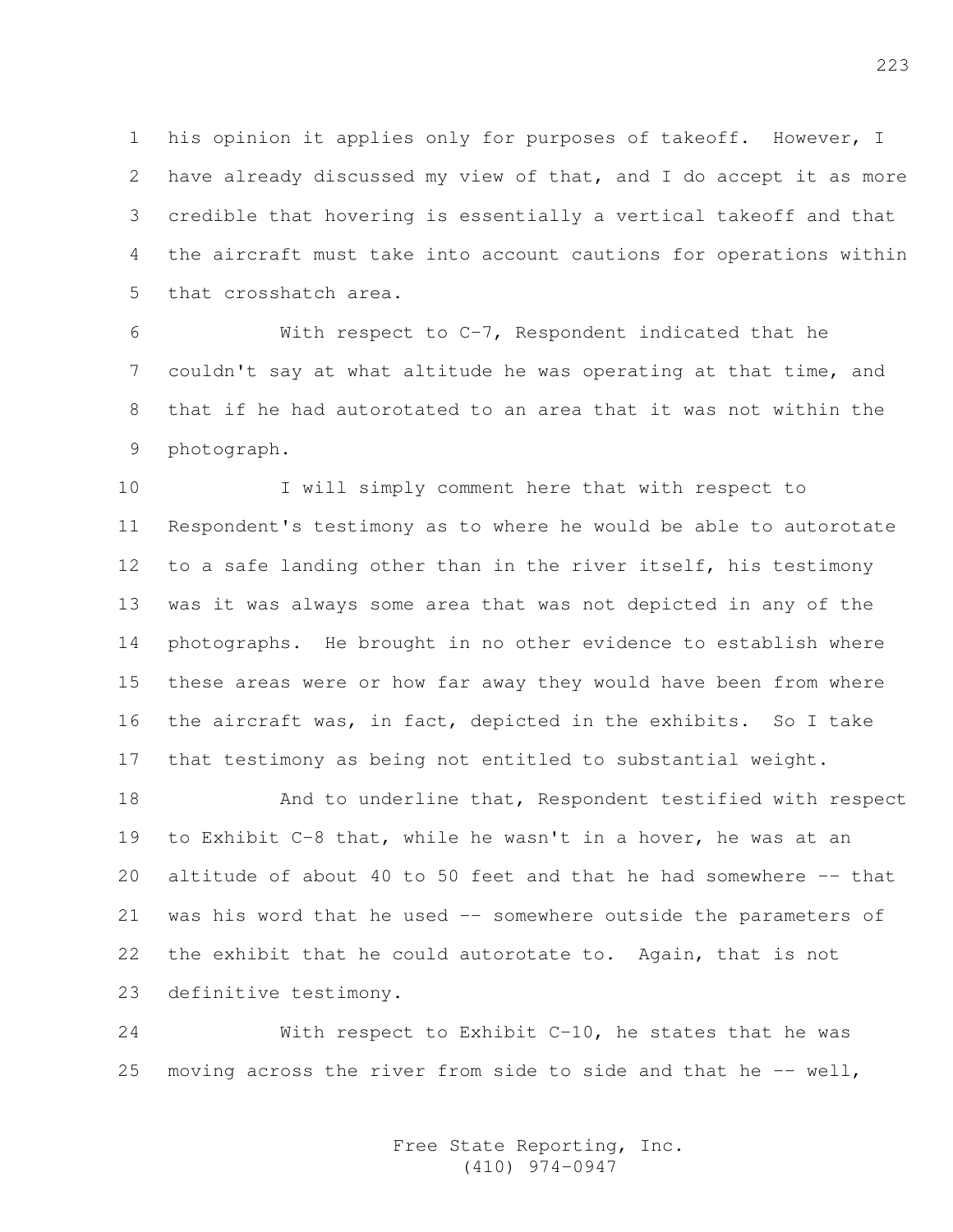his opinion it applies only for purposes of takeoff. However, I have already discussed my view of that, and I do accept it as more credible that hovering is essentially a vertical takeoff and that the aircraft must take into account cautions for operations within that crosshatch area.

With respect to C-7, Respondent indicated that he couldn't say at what altitude he was operating at that time, and that if he had autorotated to an area that it was not within the photograph.

I will simply comment here that with respect to Respondent's testimony as to where he would be able to autorotate to a safe landing other than in the river itself, his testimony was it was always some area that was not depicted in any of the photographs. He brought in no other evidence to establish where these areas were or how far away they would have been from where the aircraft was, in fact, depicted in the exhibits. So I take that testimony as being not entitled to substantial weight.

And to underline that, Respondent testified with respect to Exhibit C-8 that, while he wasn't in a hover, he was at an altitude of about 40 to 50 feet and that he had somewhere -- that was his word that he used -- somewhere outside the parameters of the exhibit that he could autorotate to. Again, that is not definitive testimony.

With respect to Exhibit C-10, he states that he was moving across the river from side to side and that he -- well,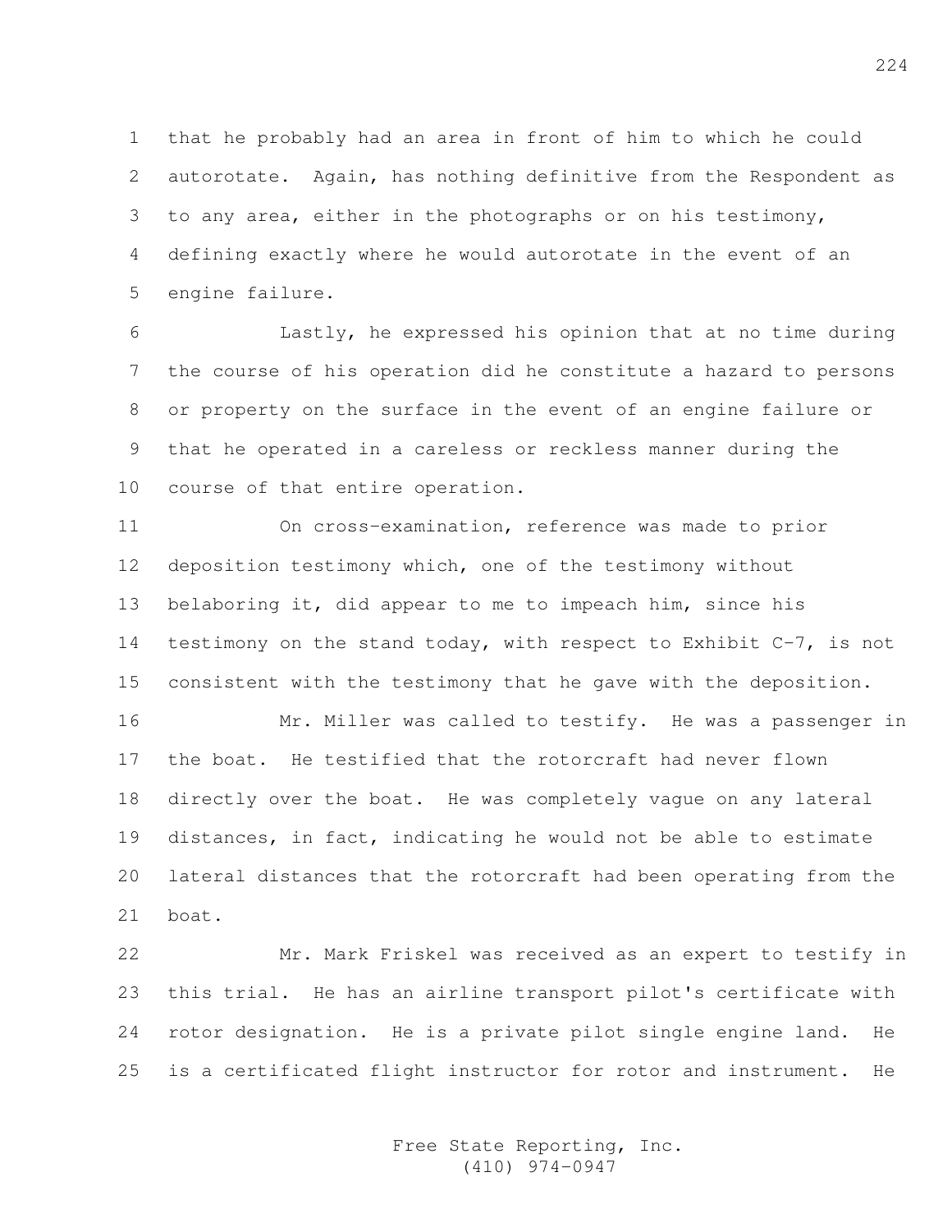that he probably had an area in front of him to which he could autorotate. Again, has nothing definitive from the Respondent as to any area, either in the photographs or on his testimony, defining exactly where he would autorotate in the event of an engine failure.

Lastly, he expressed his opinion that at no time during the course of his operation did he constitute a hazard to persons or property on the surface in the event of an engine failure or that he operated in a careless or reckless manner during the course of that entire operation.

On cross-examination, reference was made to prior deposition testimony which, one of the testimony without belaboring it, did appear to me to impeach him, since his testimony on the stand today, with respect to Exhibit C-7, is not consistent with the testimony that he gave with the deposition.

Mr. Miller was called to testify. He was a passenger in the boat. He testified that the rotorcraft had never flown directly over the boat. He was completely vague on any lateral distances, in fact, indicating he would not be able to estimate lateral distances that the rotorcraft had been operating from the boat.

Mr. Mark Friskel was received as an expert to testify in this trial. He has an airline transport pilot's certificate with rotor designation. He is a private pilot single engine land. He is a certificated flight instructor for rotor and instrument. He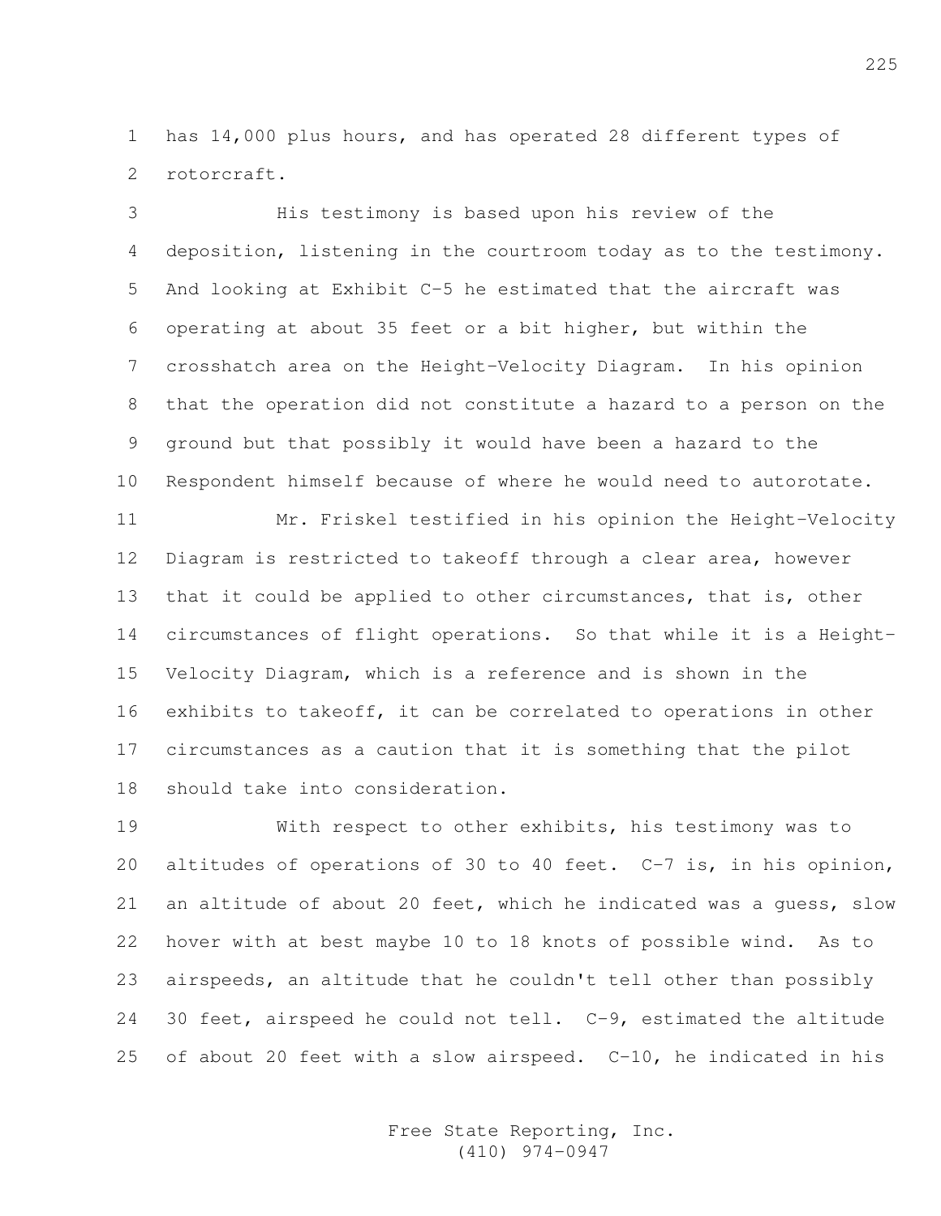has 14,000 plus hours, and has operated 28 different types of rotorcraft.

His testimony is based upon his review of the deposition, listening in the courtroom today as to the testimony. And looking at Exhibit C-5 he estimated that the aircraft was operating at about 35 feet or a bit higher, but within the crosshatch area on the Height-Velocity Diagram. In his opinion that the operation did not constitute a hazard to a person on the ground but that possibly it would have been a hazard to the Respondent himself because of where he would need to autorotate.

Mr. Friskel testified in his opinion the Height-Velocity Diagram is restricted to takeoff through a clear area, however that it could be applied to other circumstances, that is, other circumstances of flight operations. So that while it is a Height-Velocity Diagram, which is a reference and is shown in the exhibits to takeoff, it can be correlated to operations in other circumstances as a caution that it is something that the pilot should take into consideration.

With respect to other exhibits, his testimony was to altitudes of operations of 30 to 40 feet. C-7 is, in his opinion, an altitude of about 20 feet, which he indicated was a guess, slow hover with at best maybe 10 to 18 knots of possible wind. As to airspeeds, an altitude that he couldn't tell other than possibly 30 feet, airspeed he could not tell. C-9, estimated the altitude of about 20 feet with a slow airspeed. C-10, he indicated in his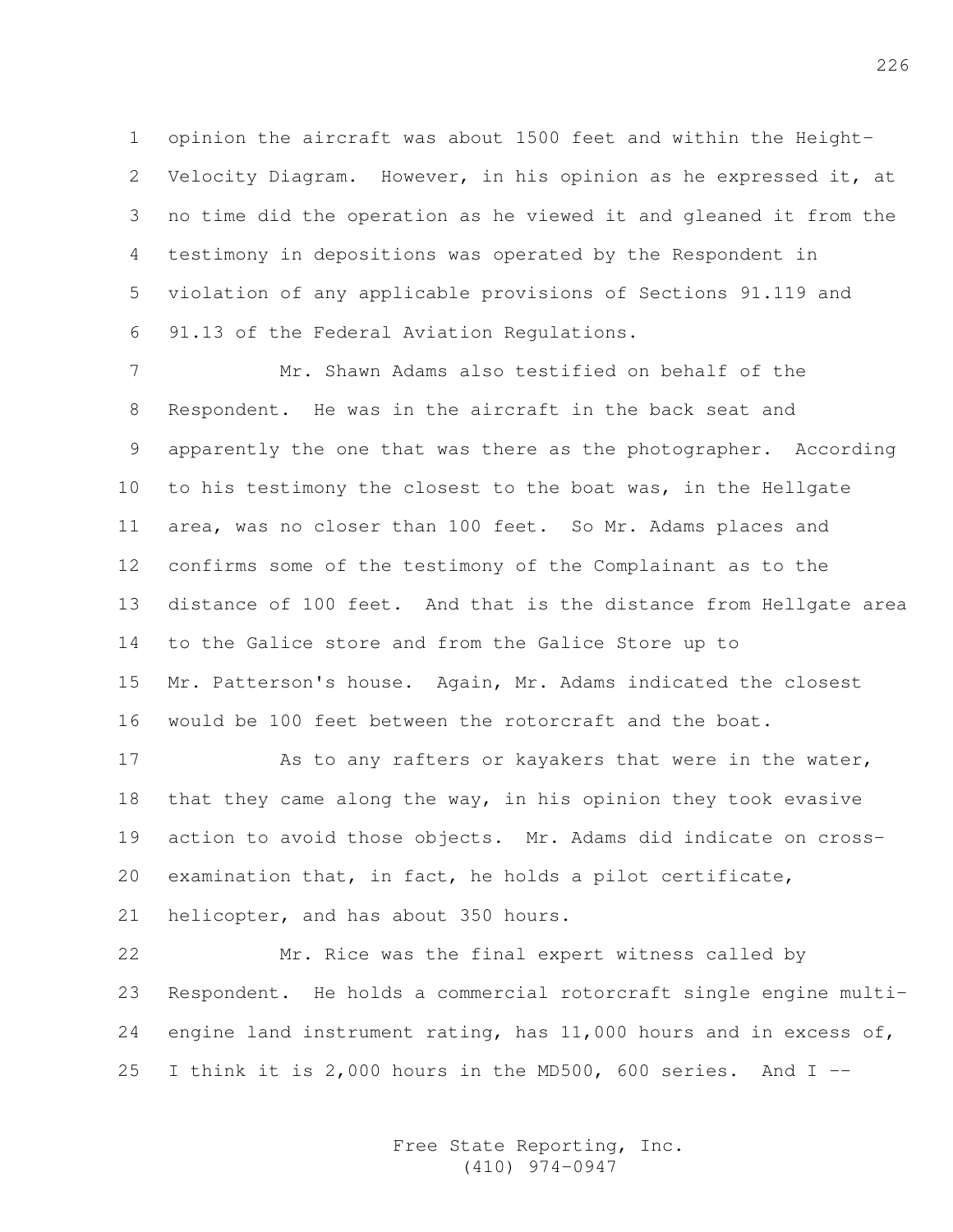opinion the aircraft was about 1500 feet and within the Height-Velocity Diagram. However, in his opinion as he expressed it, at no time did the operation as he viewed it and gleaned it from the testimony in depositions was operated by the Respondent in violation of any applicable provisions of Sections 91.119 and 91.13 of the Federal Aviation Regulations.

Mr. Shawn Adams also testified on behalf of the Respondent. He was in the aircraft in the back seat and apparently the one that was there as the photographer. According to his testimony the closest to the boat was, in the Hellgate area, was no closer than 100 feet. So Mr. Adams places and confirms some of the testimony of the Complainant as to the distance of 100 feet. And that is the distance from Hellgate area to the Galice store and from the Galice Store up to Mr. Patterson's house. Again, Mr. Adams indicated the closest would be 100 feet between the rotorcraft and the boat.

As to any rafters or kayakers that were in the water, that they came along the way, in his opinion they took evasive action to avoid those objects. Mr. Adams did indicate on cross-examination that, in fact, he holds a pilot certificate, helicopter, and has about 350 hours.

Mr. Rice was the final expert witness called by Respondent. He holds a commercial rotorcraft single engine multi-engine land instrument rating, has 11,000 hours and in excess of, I think it is 2,000 hours in the MD500, 600 series. And I --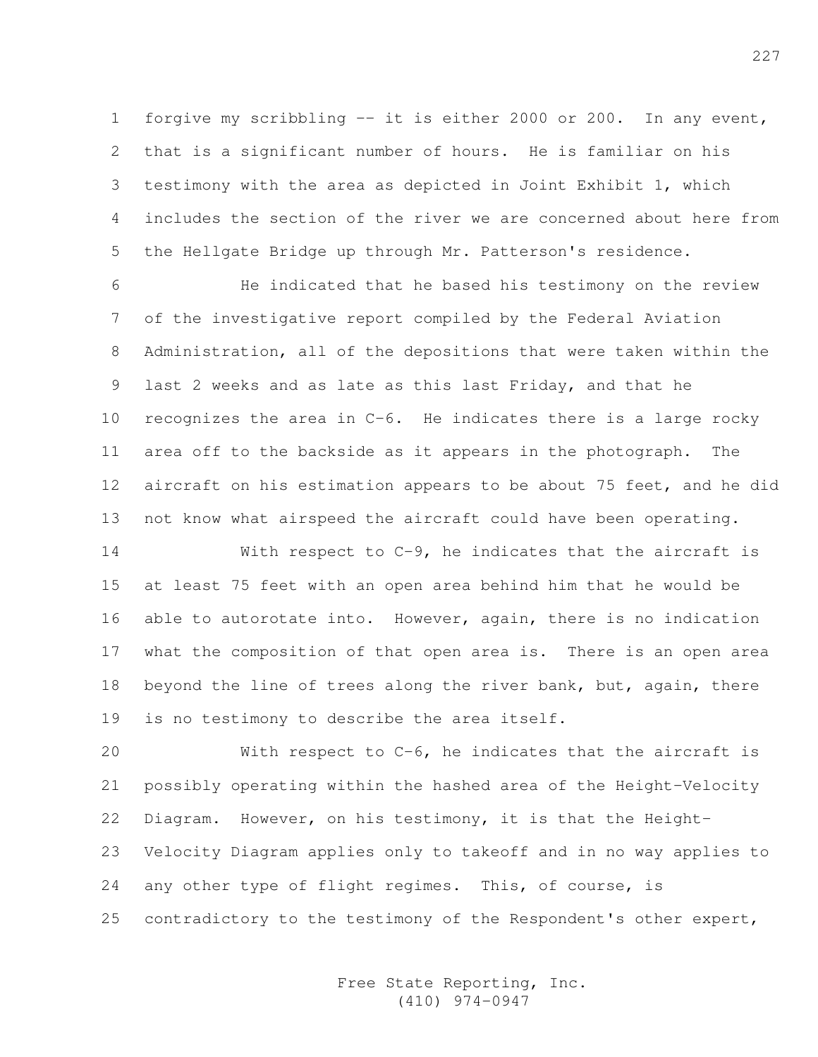forgive my scribbling -- it is either 2000 or 200. In any event, that is a significant number of hours. He is familiar on his testimony with the area as depicted in Joint Exhibit 1, which includes the section of the river we are concerned about here from the Hellgate Bridge up through Mr. Patterson's residence.

He indicated that he based his testimony on the review of the investigative report compiled by the Federal Aviation Administration, all of the depositions that were taken within the last 2 weeks and as late as this last Friday, and that he recognizes the area in C-6. He indicates there is a large rocky area off to the backside as it appears in the photograph. The aircraft on his estimation appears to be about 75 feet, and he did not know what airspeed the aircraft could have been operating.

With respect to C-9, he indicates that the aircraft is at least 75 feet with an open area behind him that he would be able to autorotate into. However, again, there is no indication what the composition of that open area is. There is an open area beyond the line of trees along the river bank, but, again, there is no testimony to describe the area itself.

With respect to C-6, he indicates that the aircraft is possibly operating within the hashed area of the Height-Velocity Diagram. However, on his testimony, it is that the Height-Velocity Diagram applies only to takeoff and in no way applies to any other type of flight regimes. This, of course, is contradictory to the testimony of the Respondent's other expert,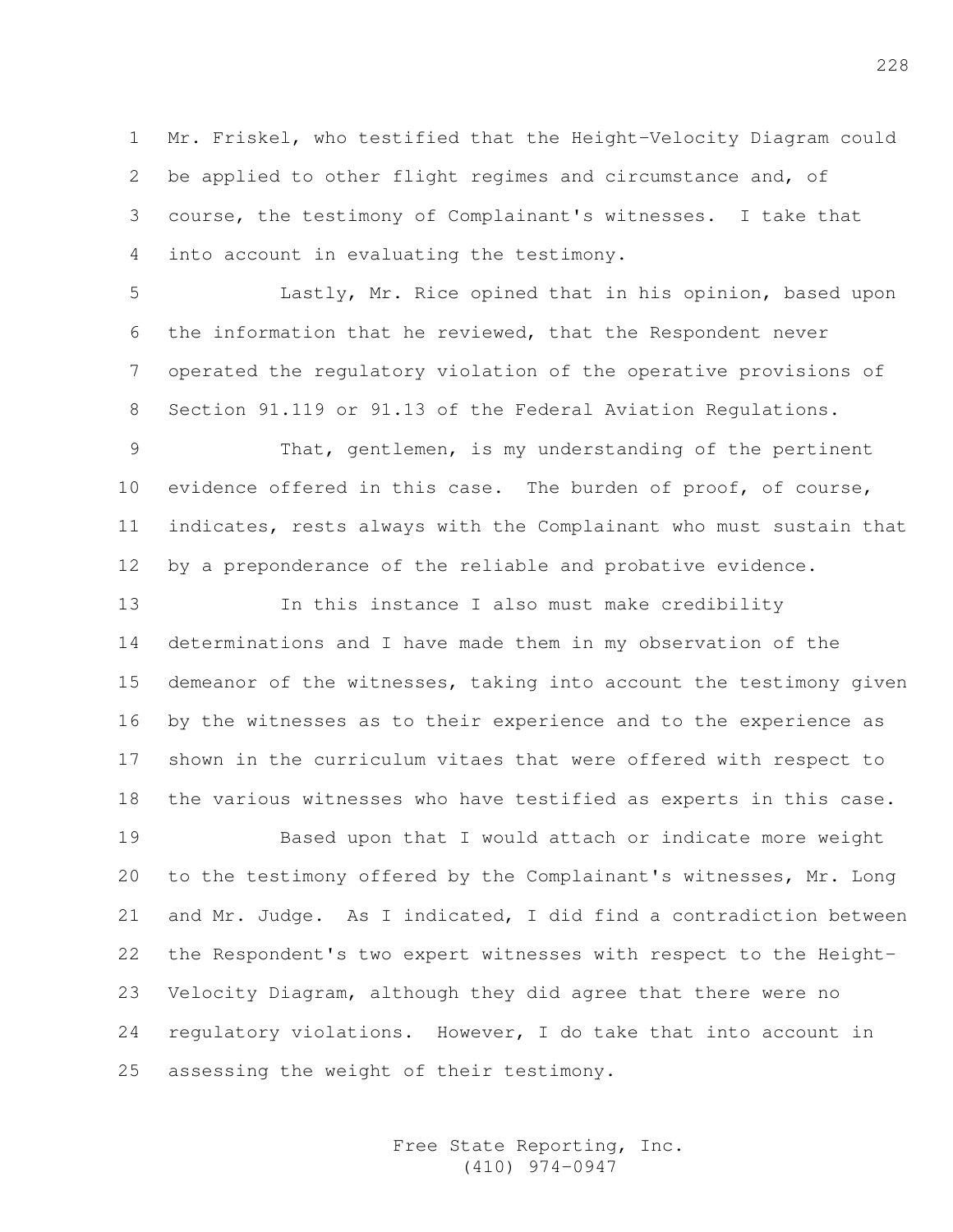Mr. Friskel, who testified that the Height-Velocity Diagram could be applied to other flight regimes and circumstance and, of course, the testimony of Complainant's witnesses. I take that into account in evaluating the testimony.

Lastly, Mr. Rice opined that in his opinion, based upon the information that he reviewed, that the Respondent never operated the regulatory violation of the operative provisions of Section 91.119 or 91.13 of the Federal Aviation Regulations.

That, gentlemen, is my understanding of the pertinent evidence offered in this case. The burden of proof, of course, indicates, rests always with the Complainant who must sustain that by a preponderance of the reliable and probative evidence.

In this instance I also must make credibility determinations and I have made them in my observation of the demeanor of the witnesses, taking into account the testimony given by the witnesses as to their experience and to the experience as shown in the curriculum vitaes that were offered with respect to the various witnesses who have testified as experts in this case.

Based upon that I would attach or indicate more weight to the testimony offered by the Complainant's witnesses, Mr. Long and Mr. Judge. As I indicated, I did find a contradiction between the Respondent's two expert witnesses with respect to the Height-Velocity Diagram, although they did agree that there were no regulatory violations. However, I do take that into account in assessing the weight of their testimony.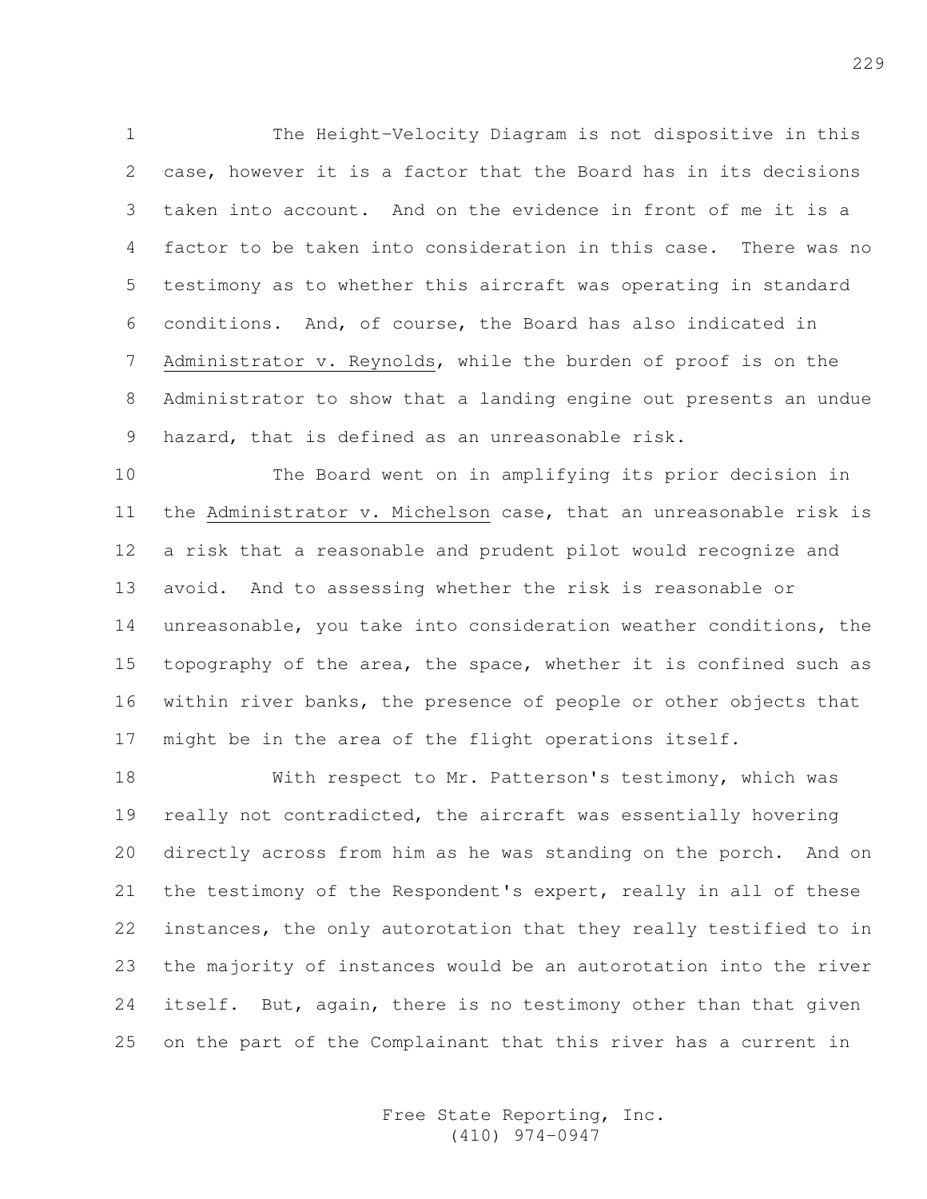The Height-Velocity Diagram is not dispositive in this case, however it is a factor that the Board has in its decisions taken into account. And on the evidence in front of me it is a factor to be taken into consideration in this case. There was no testimony as to whether this aircraft was operating in standard conditions. And, of course, the Board has also indicated in Administrator v. Reynolds, while the burden of proof is on the Administrator to show that a landing engine out presents an undue hazard, that is defined as an unreasonable risk.

The Board went on in amplifying its prior decision in the Administrator v. Michelson case, that an unreasonable risk is a risk that a reasonable and prudent pilot would recognize and avoid. And to assessing whether the risk is reasonable or unreasonable, you take into consideration weather conditions, the topography of the area, the space, whether it is confined such as within river banks, the presence of people or other objects that might be in the area of the flight operations itself.

With respect to Mr. Patterson's testimony, which was really not contradicted, the aircraft was essentially hovering directly across from him as he was standing on the porch. And on the testimony of the Respondent's expert, really in all of these instances, the only autorotation that they really testified to in the majority of instances would be an autorotation into the river itself. But, again, there is no testimony other than that given on the part of the Complainant that this river has a current in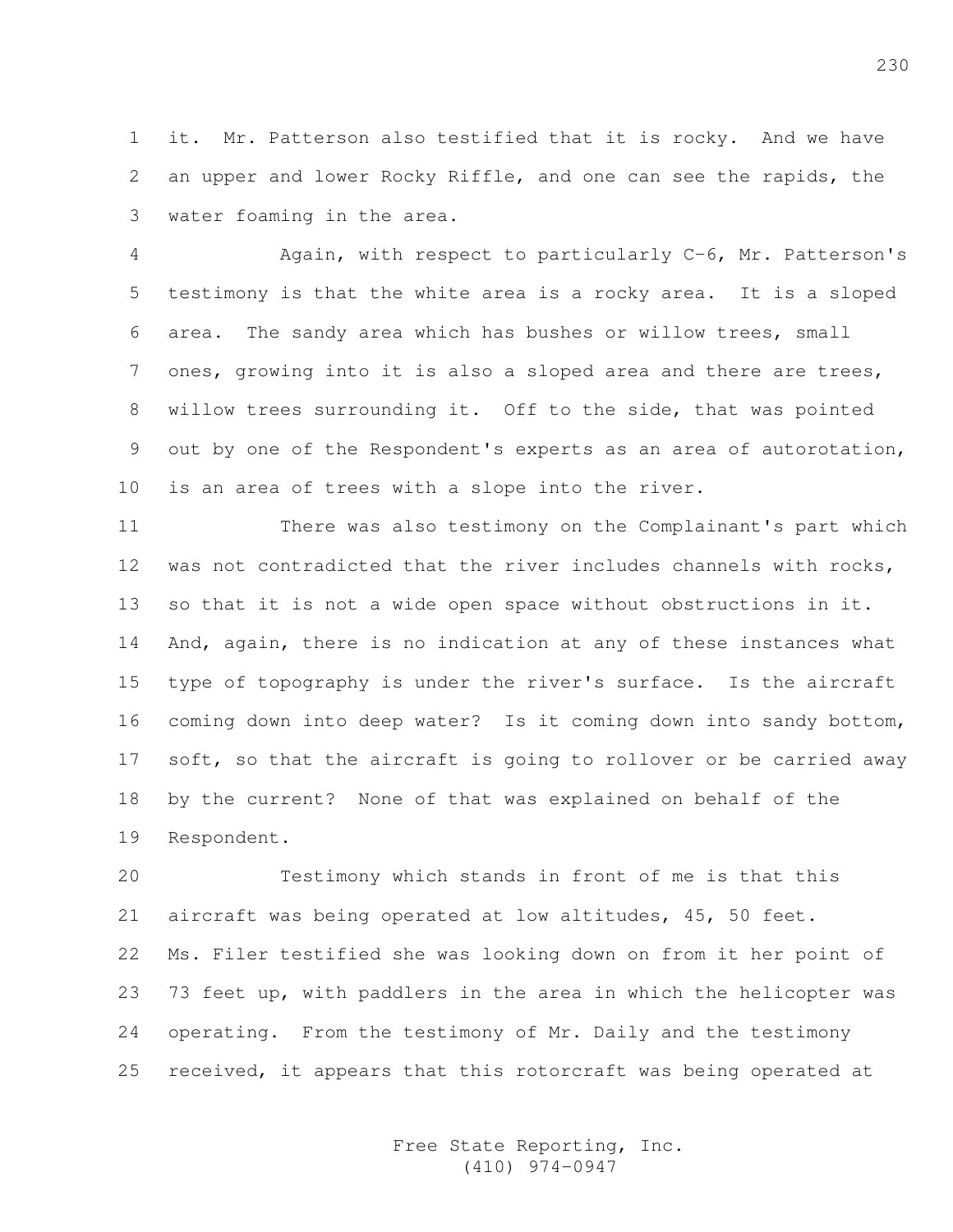it. Mr. Patterson also testified that it is rocky. And we have an upper and lower Rocky Riffle, and one can see the rapids, the water foaming in the area.

Again, with respect to particularly C-6, Mr. Patterson's testimony is that the white area is a rocky area. It is a sloped area. The sandy area which has bushes or willow trees, small ones, growing into it is also a sloped area and there are trees, willow trees surrounding it. Off to the side, that was pointed out by one of the Respondent's experts as an area of autorotation, is an area of trees with a slope into the river.

There was also testimony on the Complainant's part which was not contradicted that the river includes channels with rocks, so that it is not a wide open space without obstructions in it. And, again, there is no indication at any of these instances what type of topography is under the river's surface. Is the aircraft coming down into deep water? Is it coming down into sandy bottom, soft, so that the aircraft is going to rollover or be carried away by the current? None of that was explained on behalf of the Respondent.

Testimony which stands in front of me is that this aircraft was being operated at low altitudes, 45, 50 feet. Ms. Filer testified she was looking down on from it her point of 73 feet up, with paddlers in the area in which the helicopter was operating. From the testimony of Mr. Daily and the testimony received, it appears that this rotorcraft was being operated at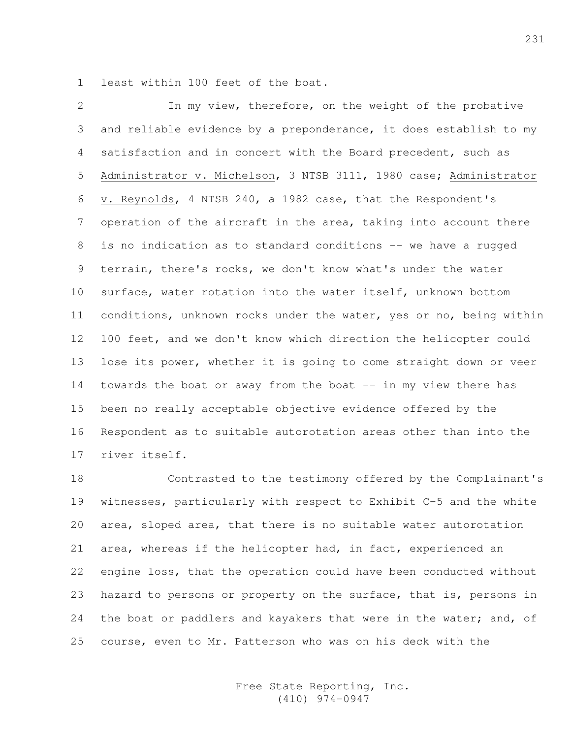least within 100 feet of the boat.

In my view, therefore, on the weight of the probative and reliable evidence by a preponderance, it does establish to my satisfaction and in concert with the Board precedent, such as Administrator v. Michelson, 3 NTSB 3111, 1980 case; Administrator v. Reynolds, 4 NTSB 240, a 1982 case, that the Respondent's operation of the aircraft in the area, taking into account there is no indication as to standard conditions -- we have a rugged terrain, there's rocks, we don't know what's under the water surface, water rotation into the water itself, unknown bottom conditions, unknown rocks under the water, yes or no, being within 100 feet, and we don't know which direction the helicopter could lose its power, whether it is going to come straight down or veer towards the boat or away from the boat -- in my view there has been no really acceptable objective evidence offered by the Respondent as to suitable autorotation areas other than into the river itself.

Contrasted to the testimony offered by the Complainant's witnesses, particularly with respect to Exhibit C-5 and the white area, sloped area, that there is no suitable water autorotation area, whereas if the helicopter had, in fact, experienced an engine loss, that the operation could have been conducted without hazard to persons or property on the surface, that is, persons in the boat or paddlers and kayakers that were in the water; and, of course, even to Mr. Patterson who was on his deck with the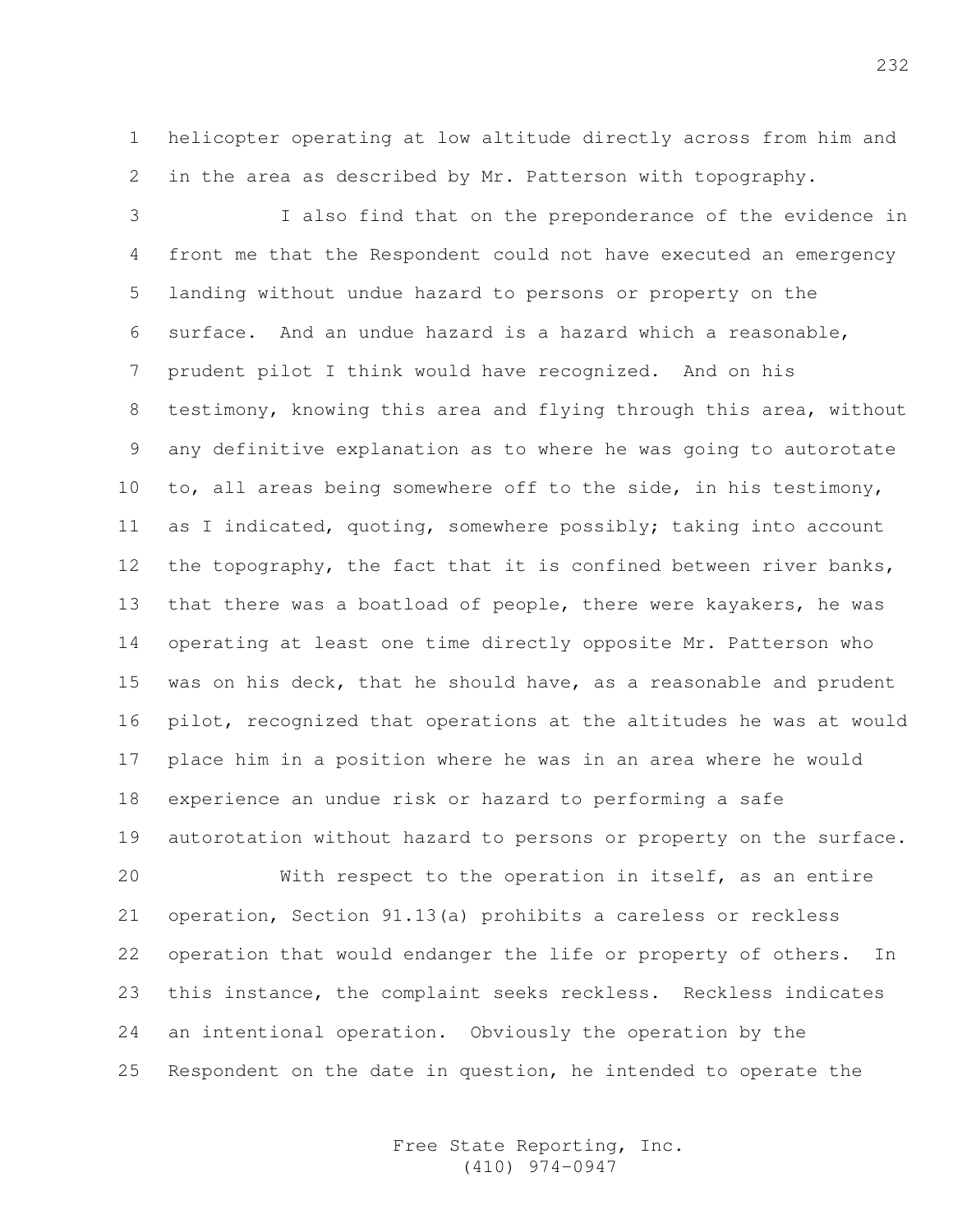helicopter operating at low altitude directly across from him and in the area as described by Mr. Patterson with topography.

I also find that on the preponderance of the evidence in front me that the Respondent could not have executed an emergency landing without undue hazard to persons or property on the surface. And an undue hazard is a hazard which a reasonable, prudent pilot I think would have recognized. And on his testimony, knowing this area and flying through this area, without any definitive explanation as to where he was going to autorotate to, all areas being somewhere off to the side, in his testimony, as I indicated, quoting, somewhere possibly; taking into account the topography, the fact that it is confined between river banks, that there was a boatload of people, there were kayakers, he was operating at least one time directly opposite Mr. Patterson who was on his deck, that he should have, as a reasonable and prudent pilot, recognized that operations at the altitudes he was at would place him in a position where he was in an area where he would experience an undue risk or hazard to performing a safe autorotation without hazard to persons or property on the surface.

With respect to the operation in itself, as an entire operation, Section 91.13(a) prohibits a careless or reckless operation that would endanger the life or property of others. In this instance, the complaint seeks reckless. Reckless indicates an intentional operation. Obviously the operation by the Respondent on the date in question, he intended to operate the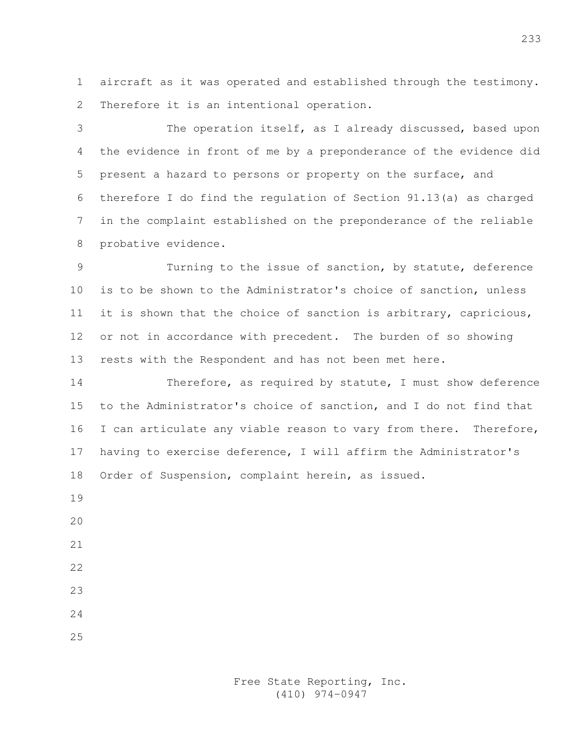aircraft as it was operated and established through the testimony. Therefore it is an intentional operation.

The operation itself, as I already discussed, based upon the evidence in front of me by a preponderance of the evidence did present a hazard to persons or property on the surface, and therefore I do find the regulation of Section 91.13(a) as charged in the complaint established on the preponderance of the reliable probative evidence.

Turning to the issue of sanction, by statute, deference is to be shown to the Administrator's choice of sanction, unless it is shown that the choice of sanction is arbitrary, capricious, or not in accordance with precedent. The burden of so showing rests with the Respondent and has not been met here.

Therefore, as required by statute, I must show deference to the Administrator's choice of sanction, and I do not find that I can articulate any viable reason to vary from there. Therefore, having to exercise deference, I will affirm the Administrator's Order of Suspension, complaint herein, as issued.

Free State Reporting, Inc.
(410) 974-0947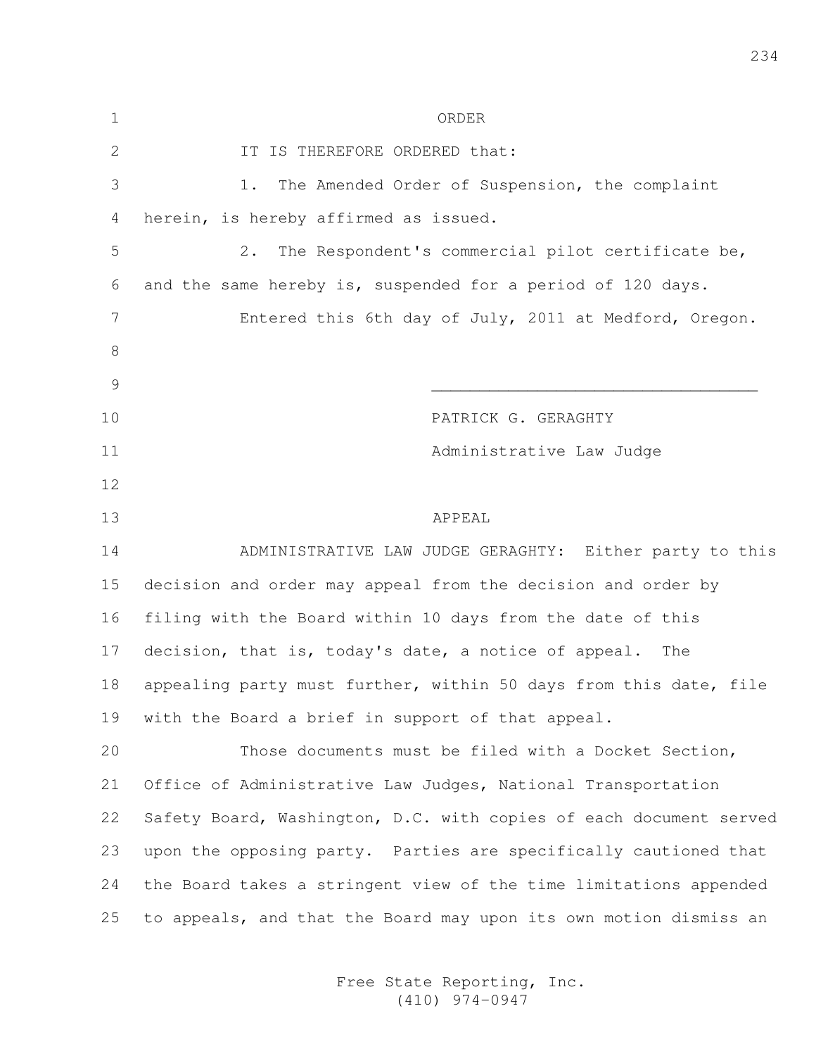# ORDER

IT IS THEREFORE ORDERED that:

1. The Amended Order of Suspension, the complaint herein, is hereby affirmed as issued.

2. The Respondent's commercial pilot certificate be, and the same hereby is, suspended for a period of 120 days.

Entered this 6th day of July, 2011 at Medford, Oregon.

\_\_\_\_\_\_\_\_\_\_\_\_\_\_\_\_\_\_\_\_\_\_\_\_\_\_\_\_\_\_\_\_\_\_

PATRICK G. GERAGHTY
Administrative Law Judge

# APPEAL

ADMINISTRATIVE LAW JUDGE GERAGHTY: Either party to this decision and order may appeal from the decision and order by filing with the Board within 10 days from the date of this decision, that is, today's date, a notice of appeal. The appealing party must further, within 50 days from this date, file with the Board a brief in support of that appeal.

Those documents must be filed with a Docket Section, Office of Administrative Law Judges, National Transportation Safety Board, Washington, D.C. with copies of each document served upon the opposing party. Parties are specifically cautioned that the Board takes a stringent view of the time limitations appended to appeals, and that the Board may upon its own motion dismiss an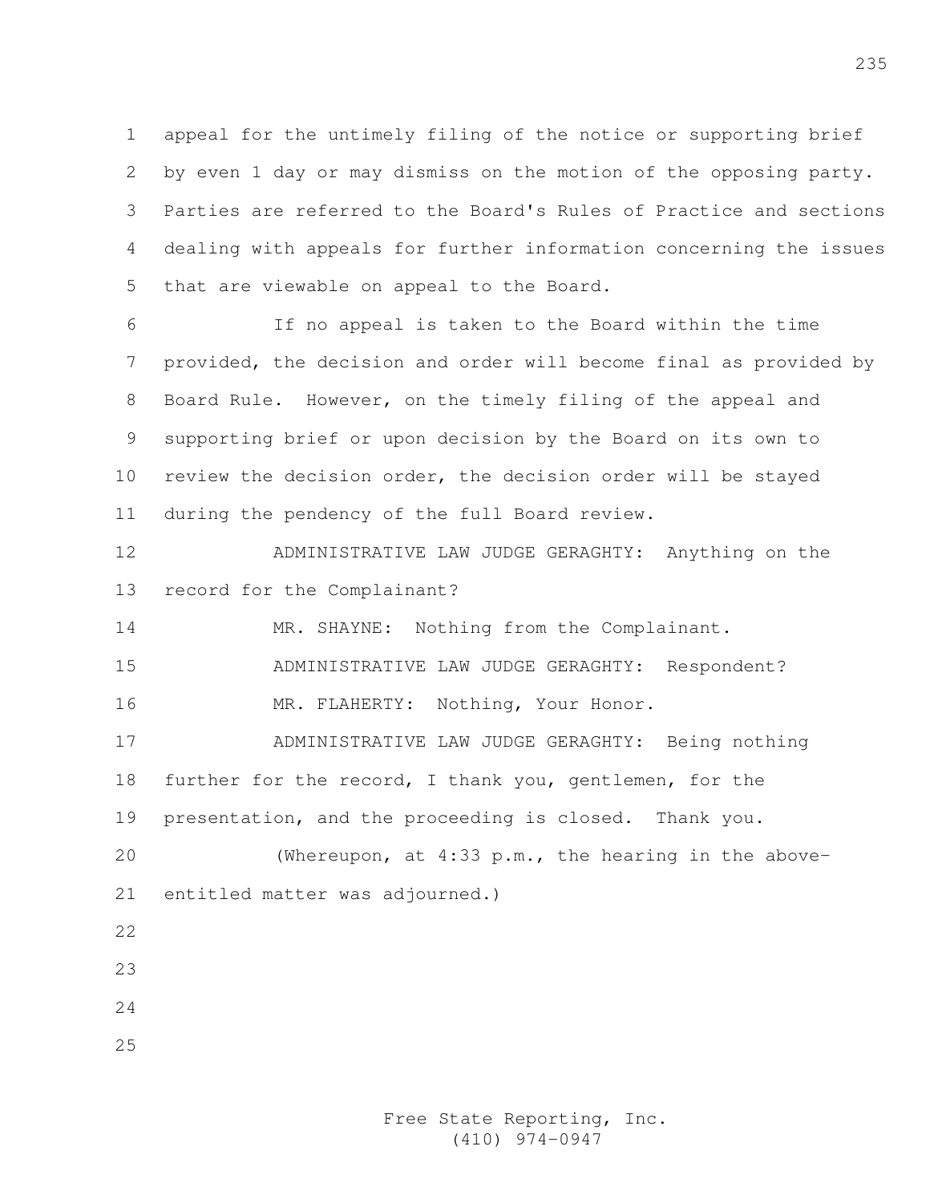appeal for the untimely filing of the notice or supporting brief by even 1 day or may dismiss on the motion of the opposing party. Parties are referred to the Board's Rules of Practice and sections dealing with appeals for further information concerning the issues that are viewable on appeal to the Board.

If no appeal is taken to the Board within the time provided, the decision and order will become final as provided by Board Rule. However, on the timely filing of the appeal and supporting brief or upon decision by the Board on its own to review the decision order, the decision order will be stayed during the pendency of the full Board review.

ADMINISTRATIVE LAW JUDGE GERAGHTY: Anything on the record for the Complainant?

MR. SHAYNE: Nothing from the Complainant.

ADMINISTRATIVE LAW JUDGE GERAGHTY: Respondent?

MR. FLAHERTY: Nothing, Your Honor.

ADMINISTRATIVE LAW JUDGE GERAGHTY: Being nothing further for the record, I thank you, gentlemen, for the presentation, and the proceeding is closed. Thank you.

(Whereupon, at 4:33 p.m., the hearing in the above-entitled matter was adjourned.)

Free State Reporting, Inc.
(410) 974-0947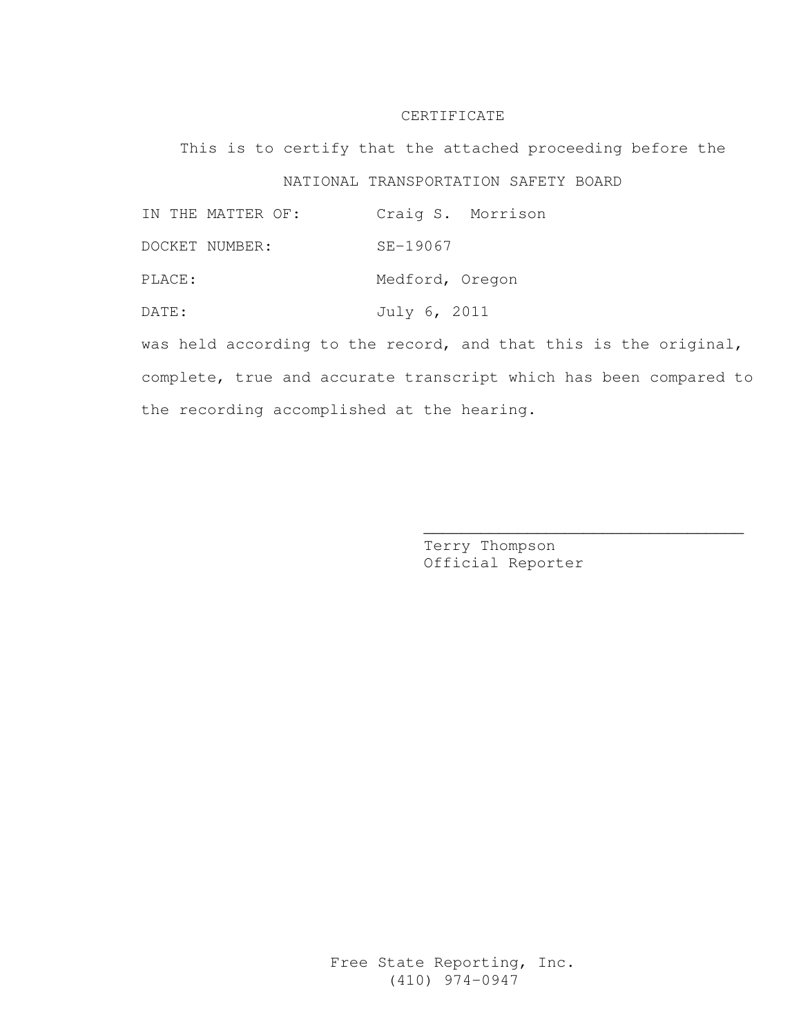# CERTIFICATE

This is to certify that the attached proceeding before the

NATIONAL TRANSPORTATION SAFETY BOARD

| | |
|---|---|
| IN THE MATTER OF: | Craig S. Morrison |
| DOCKET NUMBER: | SE-19067 |
| PLACE: | Medford, Oregon |
| DATE: | July 6, 2011 |

was held according to the record, and that this is the original, complete, true and accurate transcript which has been compared to the recording accomplished at the hearing.

\_\_\_\_\_\_\_\_\_\_\_\_\_\_\_\_\_\_\_\_\_\_\_\_\_\_\_\_\_\_\_\_\_\_

Terry Thompson
Official Reporter

Free State Reporting, Inc.
(410) 974-0947